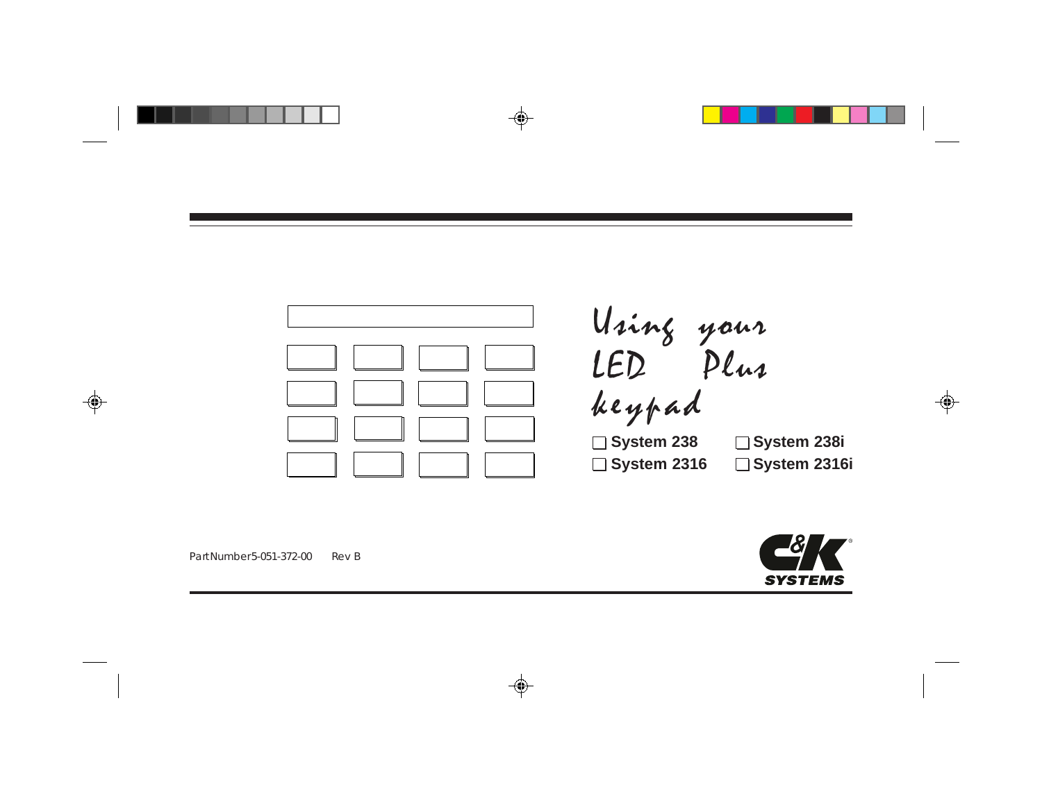# Using your LED Plus keypad

- ❑ System 238
- ❑ System 238i
- ❑ System 2316
- ❑ System 2316i

Part Number 5-051-372-00 Rev B

C&K SYSTEMS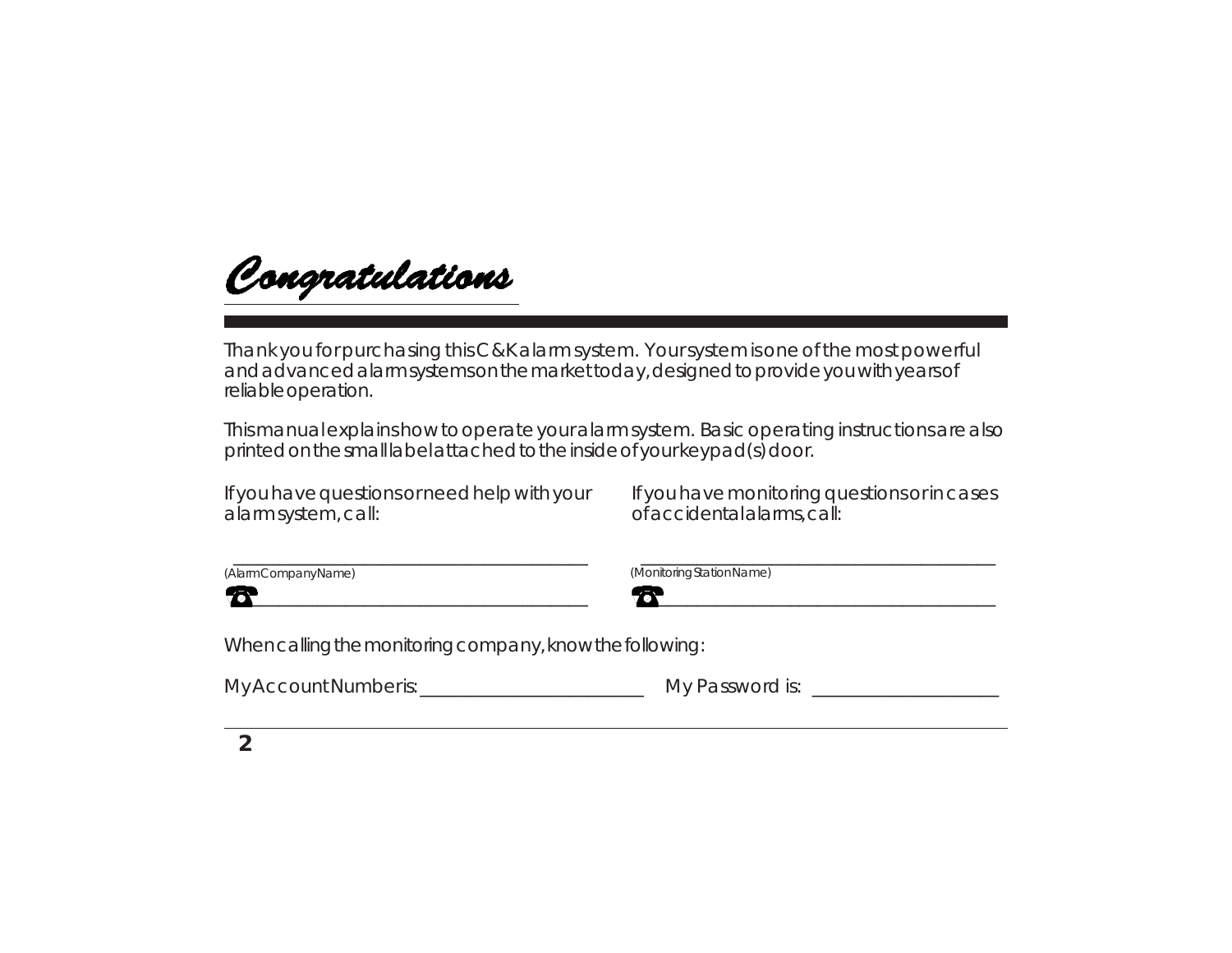# Congratulations

Thank you for purchasing this C&K alarm system. Your system is one of the most powerful and advanced alarm systems on the market today, designed to provide you with years of reliable operation.

This manual explains how to operate your alarm system. Basic operating instructions are also printed on the small label attached to the inside of your keypad(s) door.

If you have questions or need help with your alarm system, call:

\_\_\_\_\_\_\_\_\_\_\_\_\_\_\_\_\_\_\_\_\_\_\_\_\_\_\_\_\_\_\_\_\_\_\_\_\_\_\_\_
(Alarm Company Name)

☎ \_\_\_\_\_\_\_\_\_\_\_\_\_\_\_\_\_\_\_\_\_\_\_\_\_\_\_\_\_\_\_\_\_\_\_\_\_\_\_\_

If you have monitoring questions or in cases of accidental alarms, call:

\_\_\_\_\_\_\_\_\_\_\_\_\_\_\_\_\_\_\_\_\_\_\_\_\_\_\_\_\_\_\_\_\_\_\_\_\_\_\_\_
(Monitoring Station Name)

☎ \_\_\_\_\_\_\_\_\_\_\_\_\_\_\_\_\_\_\_\_\_\_\_\_\_\_\_\_\_\_\_\_\_\_\_\_\_\_\_\_

When calling the monitoring company, know the following:

My Account Number is: \_\_\_\_\_\_\_\_\_\_\_\_\_\_\_\_\_\_\_\_\_\_\_\_\_ My Password is: \_\_\_\_\_\_\_\_\_\_\_\_\_\_\_\_\_\_\_\_\_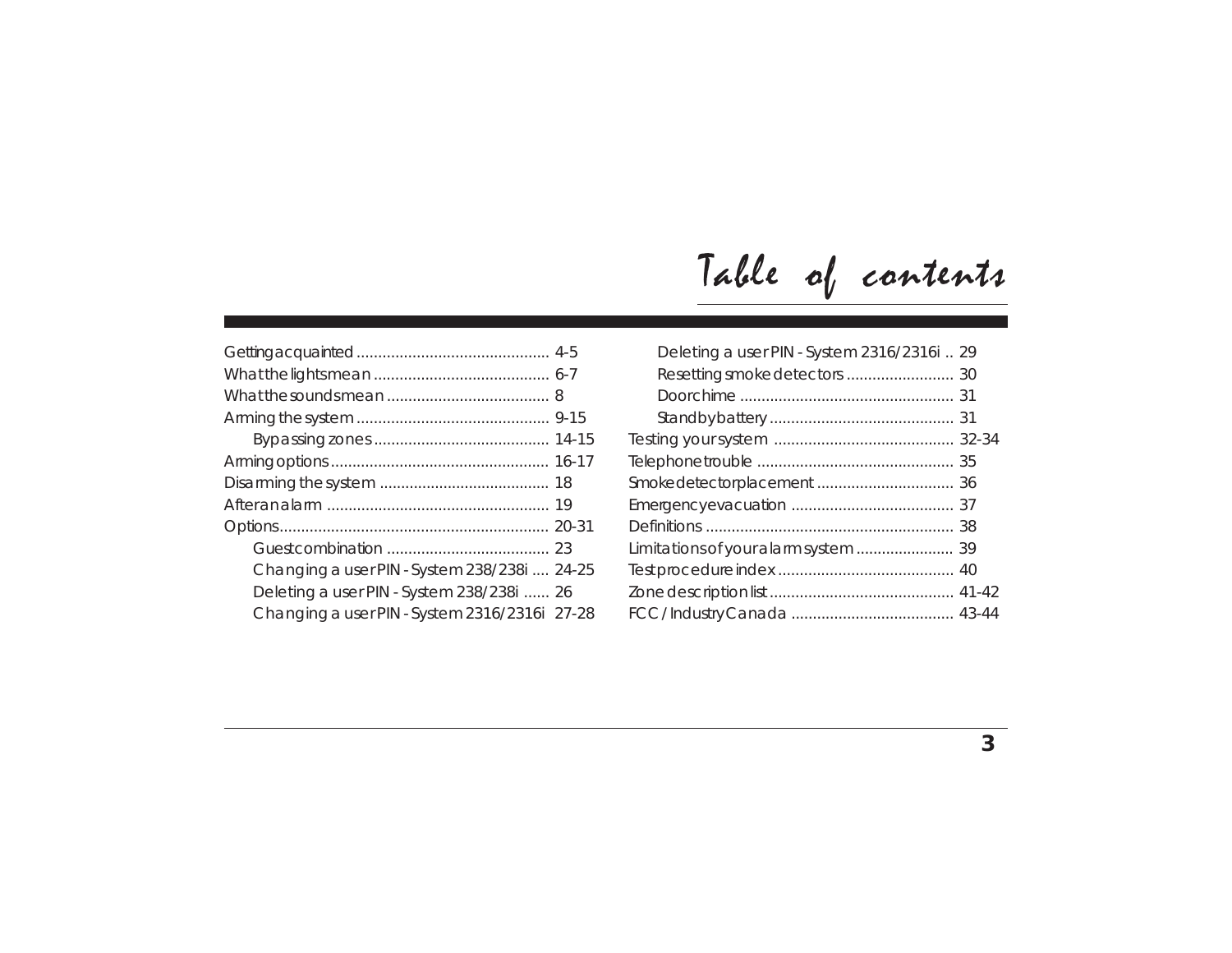# Table of contents

- Getting acquainted ............................................ 4-5
- What the lights mean ......................................... 6-7
- What the sounds mean ...................................... 8
- Arming the system ............................................ 9-15
  - Bypassing zones ......................................... 14-15
- Arming options .................................................. 16-17
- Disarming the system ........................................ 18
- After an alarm .................................................... 19
- Options ............................................................... 20-31
  - Guest combination ...................................... 23
  - Changing a user PIN - System 238/238i .... 24-25
  - Deleting a user PIN - System 238/238i ...... 26
  - Changing a user PIN - System 2316/2316i 27-28
  - Deleting a user PIN - System 2316/2316i .. 29
  - Resetting smoke detectors ......................... 30
  - Door chime ................................................. 31
  - Standby battery .......................................... 31
- Testing your system .......................................... 32-34
- Telephone trouble ............................................. 35
- Smoke detector placement ................................ 36
- Emergency evacuation ...................................... 37
- Definitions .......................................................... 38
- Limitations of your alarm system ....................... 39
- Test procedure index ......................................... 40
- Zone description list ........................................... 41-42
- FCC / Industry Canada ...................................... 43-44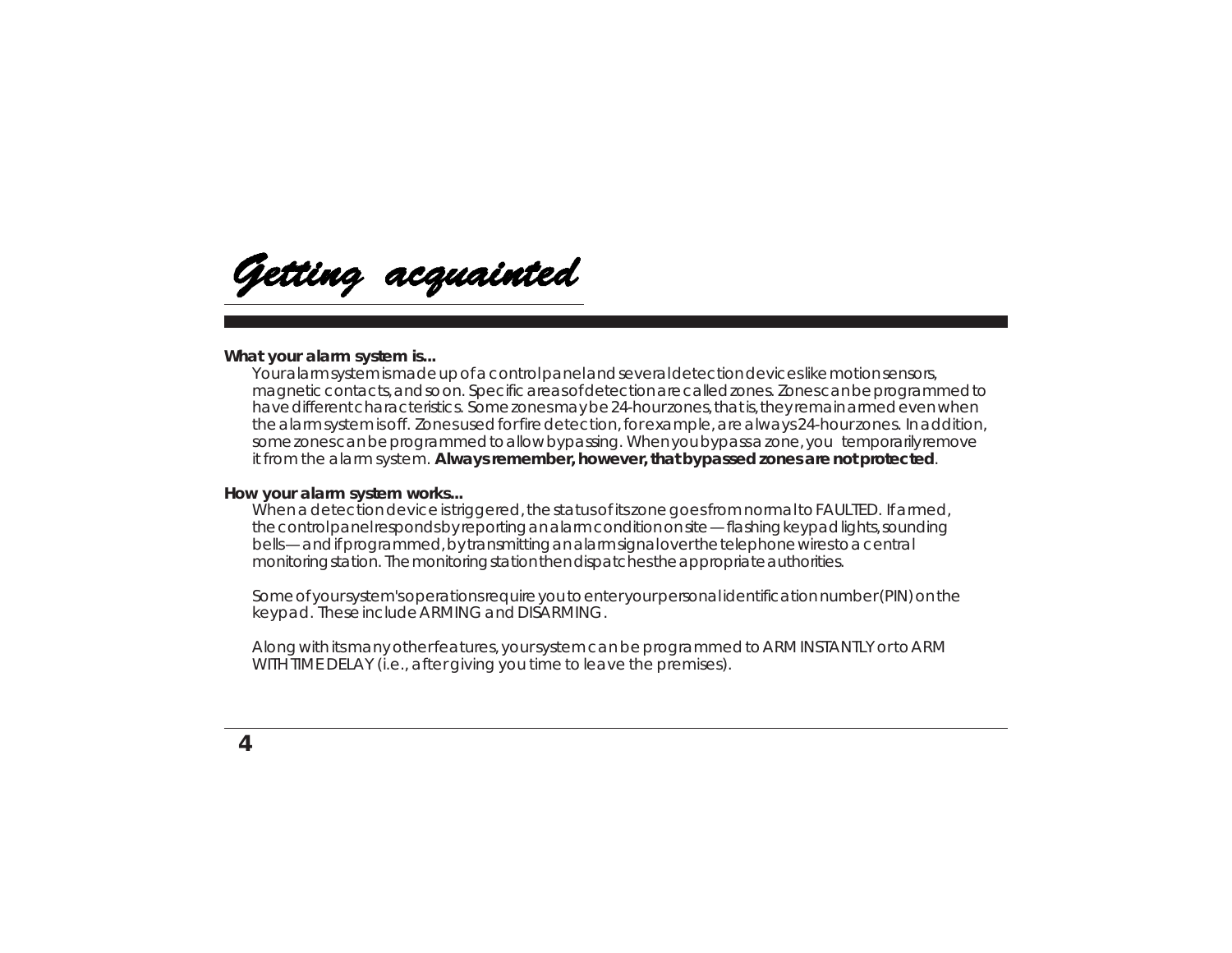# *Getting acquainted*

**What your alarm system is...**

Your alarm system is made up of a control panel and several detection devices like motion sensors, magnetic contacts, and so on. Specific areas of detection are called zones. Zones can be programmed to have different characteristics. Some zones may be 24-hour zones, that is, they remain armed even when the alarm system is off. Zones used for fire detection, for example, are always 24-hour zones. In addition, some zones can be programmed to allow bypassing. When you bypass a zone, you temporarily remove it from the alarm system. **Always remember, however, that bypassed zones are not protected**.

**How your alarm system works...**

When a detection device is triggered, the status of its zone goes from normal to FAULTED. If armed, the control panel responds by reporting an alarm condition on site — flashing keypad lights, sounding bells — and if programmed, by transmitting an alarm signal over the telephone wires to a central monitoring station. The monitoring station then dispatches the appropriate authorities.

Some of your system's operations require you to enter your personal identification number (PIN) on the keypad. These include ARMING and DISARMING.

Along with its many other features, your system can be programmed to ARM INSTANTLY or to ARM WITH TIME DELAY (i.e., after giving you time to leave the premises).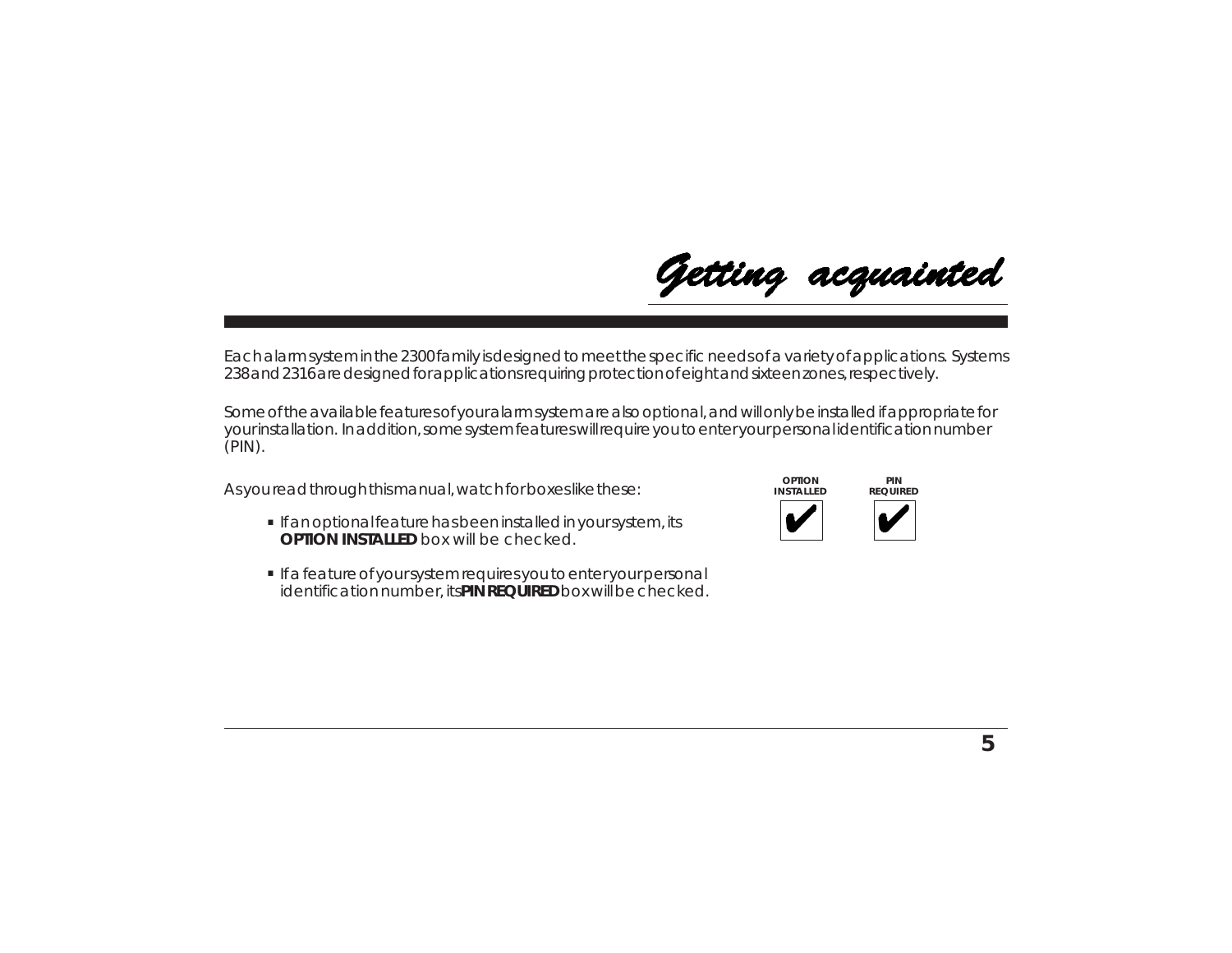# Getting acquainted

Each alarm system in the 2300 family is designed to meet the specific needs of a variety of applications. Systems 238 and 2316 are designed for applications requiring protection of eight and sixteen zones, respectively.

Some of the available features of your alarm system are also optional, and will only be installed if appropriate for your installation. In addition, some system features will require you to enter your personal identification number (PIN).

As you read through this manual, watch for boxes like these:

| OPTION INSTALLED | PIN REQUIRED |
| --- | --- |
| ✔ | ✔ |

- If an optional feature has been installed in your system, its **OPTION INSTALLED** box will be checked.
- If a feature of your system requires you to enter your personal identification number, its **PIN REQUIRED** box will be checked.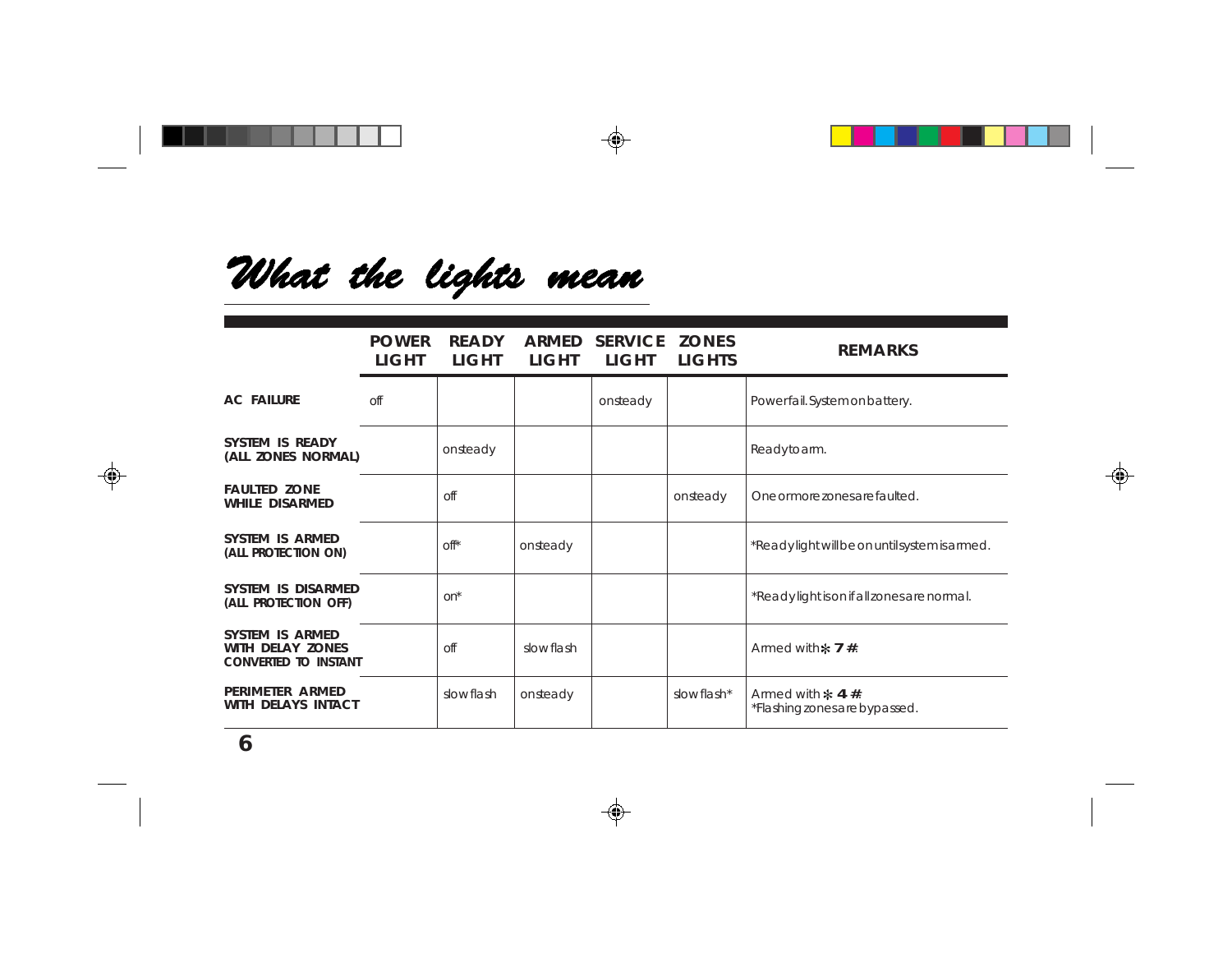# What the lights mean

| | POWER LIGHT | READY LIGHT | ARMED LIGHT | SERVICE LIGHT | ZONES LIGHTS | REMARKS |
|---|---|---|---|---|---|---|
| **AC FAILURE** | off | | | onsteady | | Powerfail. System on battery. |
| **SYSTEM IS READY (ALL ZONES NORMAL)** | | onsteady | | | | Ready to arm. |
| **FAULTED ZONE WHILE DISARMED** | | off | | | onsteady | One or more zones are faulted. |
| **SYSTEM IS ARMED (ALL PROTECTION ON)** | | off* | onsteady | | | *Ready light will be on until system is armed. |
| **SYSTEM IS DISARMED (ALL PROTECTION OFF)** | | on* | | | | *Ready light is on if all zones are normal. |
| **SYSTEM IS ARMED WITH DELAY ZONES CONVERTED TO INSTANT** | | off | slow flash | | | Armed with ✻ 7 #. |
| **PERIMETER ARMED WITH DELAYS INTACT** | | slow flash | onsteady | | slow flash* | Armed with ✻ 4 #. *Flashing zones are bypassed. |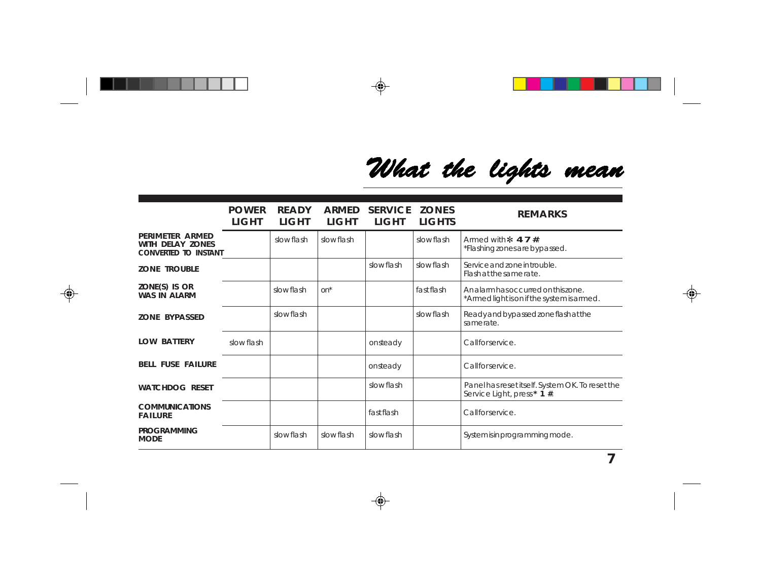# What the lights mean

| | POWER LIGHT | READY LIGHT | ARMED LIGHT | SERVICE LIGHT | ZONES LIGHTS | REMARKS |
|---|---|---|---|---|---|---|
| **PERIMETER ARMED WITH DELAY ZONES CONVERTED TO INSTANT** | | slow flash | slow flash | | slow flash | Armed with ✻ **4 7 #**. *Flashing zones are bypassed. |
| **ZONE TROUBLE** | | | | slow flash | slow flash | Service and zone in trouble. Flash at the same rate. |
| **ZONE(S) IS OR WAS IN ALARM** | | slow flash | on* | | fast flash | An alarm has occurred on this zone. *Armed light is on if the system is armed. |
| **ZONE BYPASSED** | | slow flash | | | slow flash | Ready and bypassed zone flash at the same rate. |
| **LOW BATTERY** | slow flash | | | on steady | | Call for service. |
| **BELL FUSE FAILURE** | | | | on steady | | Call for service. |
| **WATCHDOG RESET** | | | | slow flash | | Panel has reset itself. System OK. To reset the Service Light, press **✻ 1 #**. |
| **COMMUNICATIONS FAILURE** | | | | fast flash | | Call for service. |
| **PROGRAMMING MODE** | | slow flash | slow flash | slow flash | | System is in programming mode. |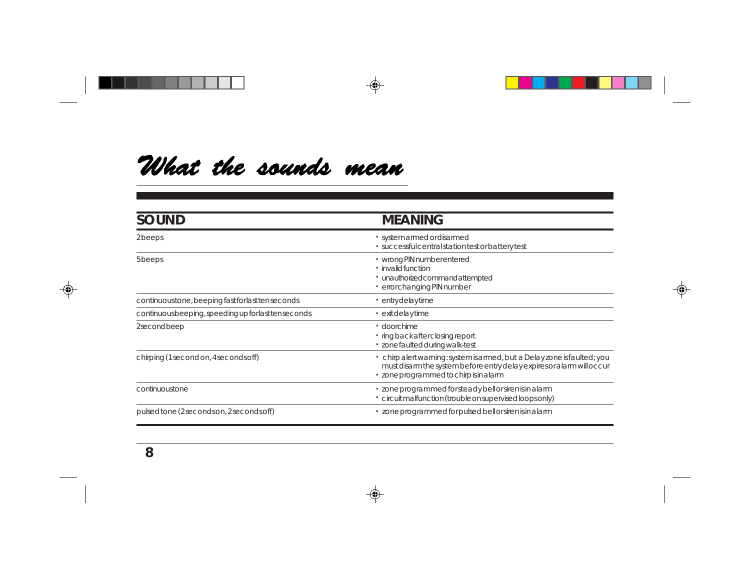# What the sounds mean

| SOUND | MEANING |
|---|---|
| 2 beeps | • system armed or disarmed<br>• successful central station test or battery test |
| 5 beeps | • wrong PIN number entered<br>• invalid function<br>• unauthorized command attempted<br>• error changing PIN number |
| continuous tone, beeping fast for last ten seconds | • entry delay time |
| continuous beeping, speeding up for last ten seconds | • exit delay time |
| 2 second beep | • door chime<br>• ring back after closing report<br>• zone faulted during walk-test |
| chirping (1 second on, 4 seconds off) | • chirp alert warning: system is armed, but a Delay zone is faulted; you must disarm the system before entry delay expires or alarm will occur<br>• zone programmed to chirp is in alarm |
| continuous tone | • zone programmed for steady bell or siren is in alarm<br>• circuit malfunction (trouble on supervised loops only) |
| pulsed tone (2 seconds on, 2 seconds off) | • zone programmed for pulsed bell or siren is in alarm |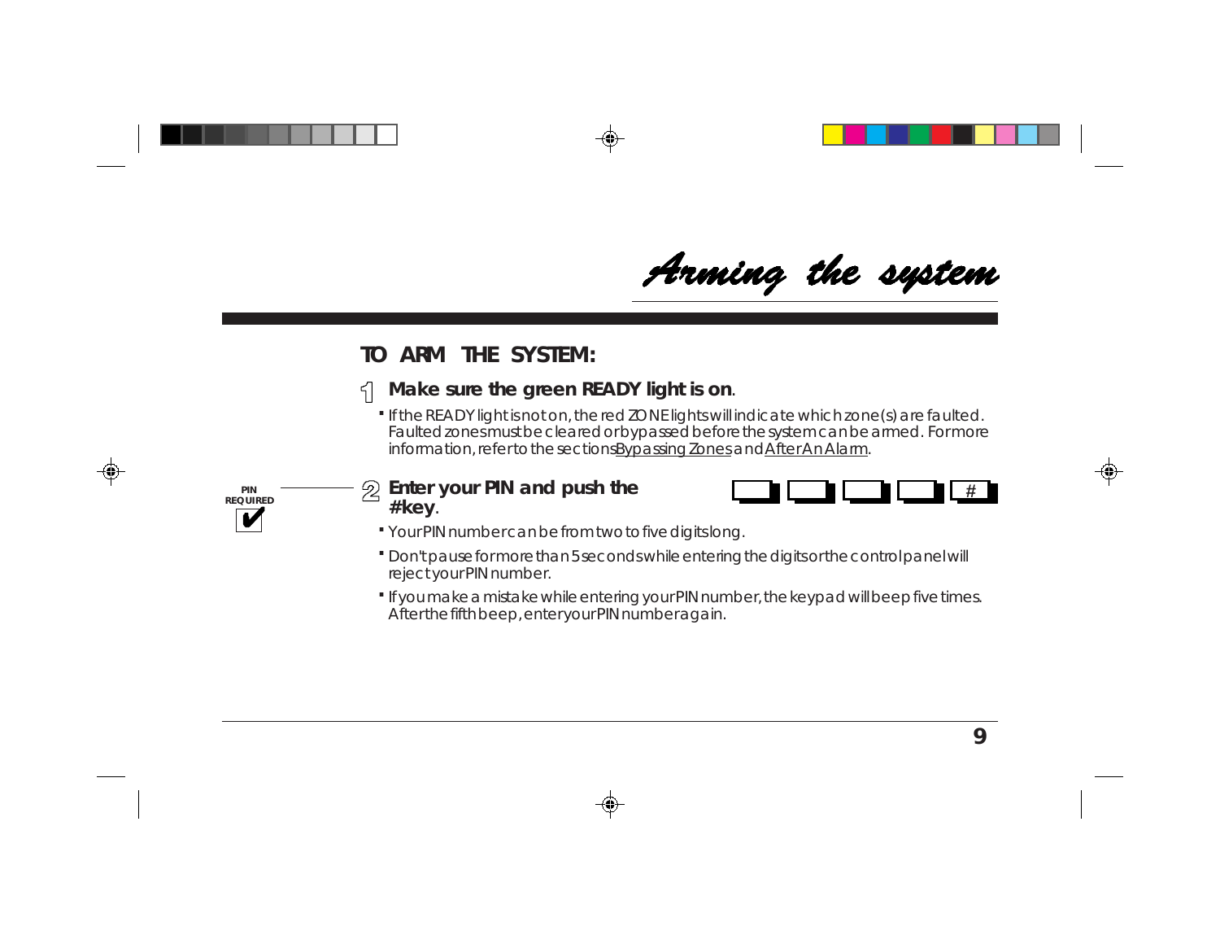# Arming the system

## TO ARM THE SYSTEM:

1. **Make sure the green READY light is on**.

   - If the READY light is not on, the red ZONE lights will indicate which zone(s) are faulted. Faulted zones must be cleared or bypassed before the system can be armed. For more information, refer to the sections Bypassing Zones and After An Alarm.

PIN REQUIRED ✔

2. **Enter your PIN and push the #key**.

   [ ] [ ] [ ] [ ] [ # ]

   - Your PIN number can be from two to five digits long.
   - Don't pause for more than 5 seconds while entering the digits or the control panel will reject your PIN number.
   - If you make a mistake while entering your PIN number, the keypad will beep five times. After the fifth beep, enter your PIN number again.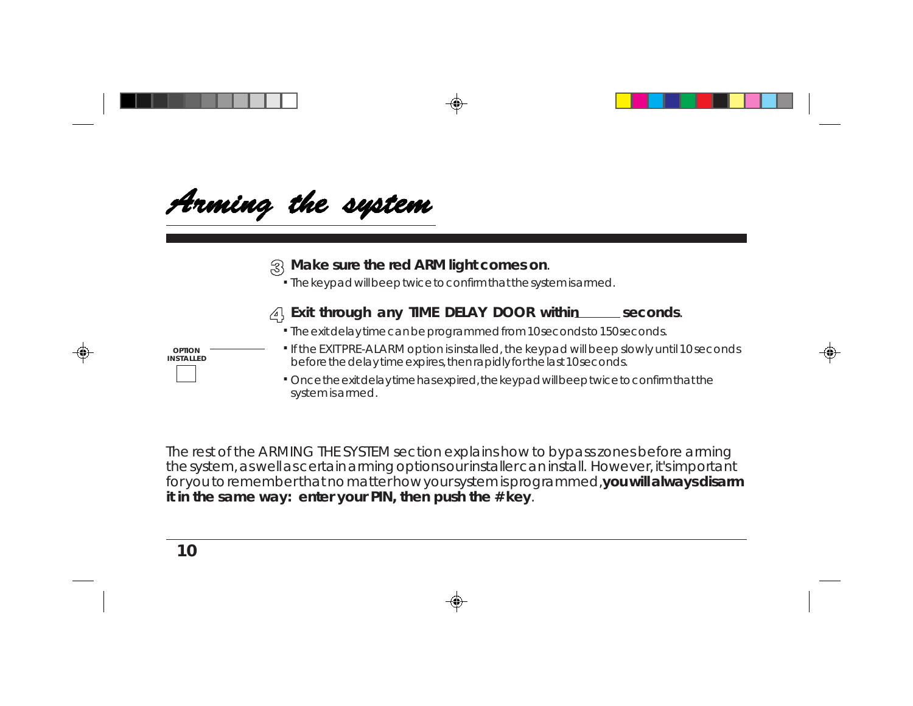# Arming the system

3. **Make sure the red ARM light comes on**.
   - The keypad will beep twice to confirm that the system is armed.

4. **Exit through any TIME DELAY DOOR within ______ seconds**.
   - The exit delay time can be programmed from 10 seconds to 150 seconds.
   - If the EXIT PRE-ALARM option is installed, the keypad will beep slowly until 10 seconds before the delay time expires, then rapidly for the last 10 seconds.
   - Once the exit delay time has expired, the keypad will beep twice to confirm that the system is armed.

OPTION INSTALLED ☐

The rest of the ARMING THE SYSTEM section explains how to bypass zones before arming the system, as well as certain arming options our installer can install. However, it's important for you to remember that no matter how your system is programmed, **you will always disarm it in the same way: enter your PIN, then push the # key**.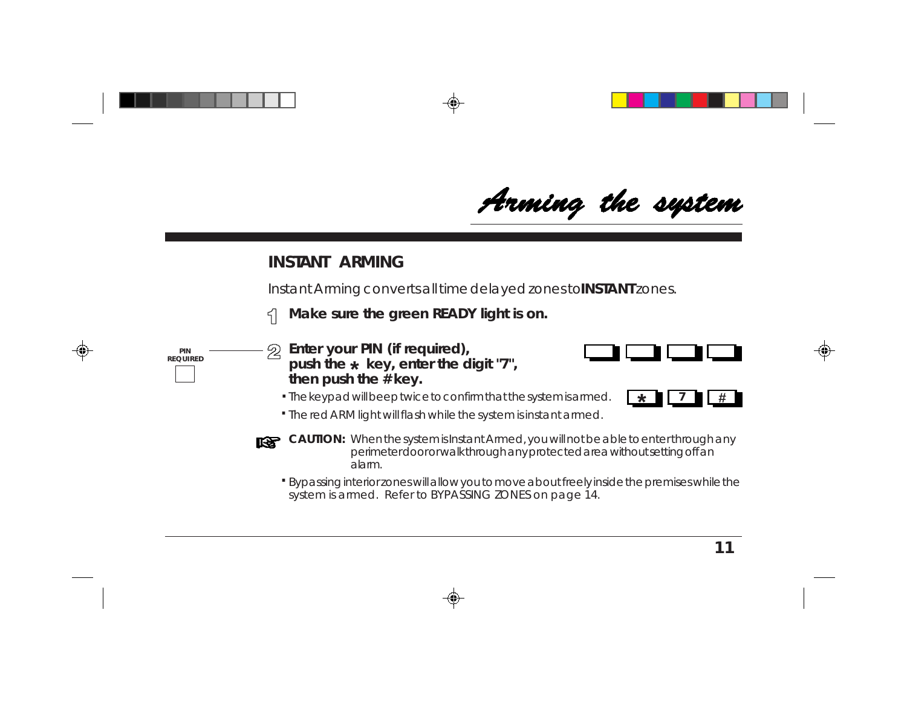# Arming the system

## INSTANT ARMING

Instant Arming converts all time delayed zones to **INSTANT** zones.

1. **Make sure the green READY light is on.**

PIN REQUIRED

2. **Enter your PIN (if required), push the * key, enter the digit "7", then push the # key.**

   [ ] [ ] [ ] [ ]

   [*] [7] [#]

   - The keypad will beep twice to confirm that the system is armed.
   - The red ARM light will flash while the system is instant armed.

**CAUTION:** When the system is Instant Armed, you will not be able to enter through any perimeter door or walk through any protected area without setting off an alarm.

- Bypassing interior zones will allow you to move about freely inside the premises while the system is armed. Refer to BYPASSING ZONES on page 14.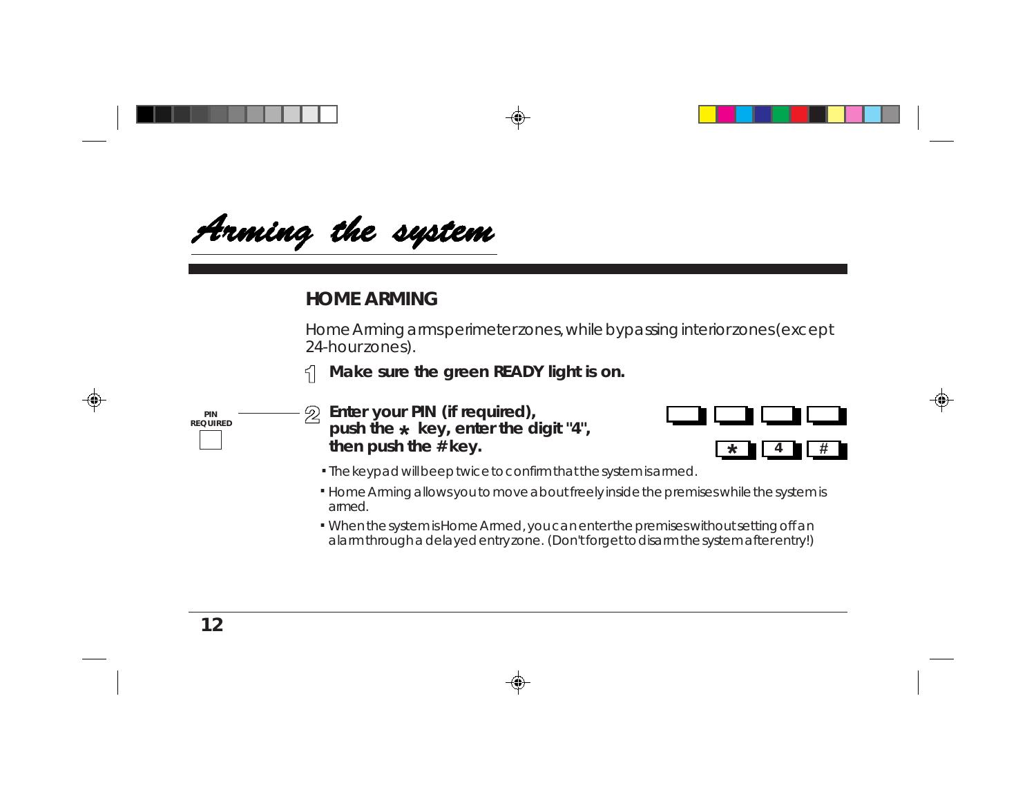# Arming the system

## HOME ARMING

Home Arming arms perimeter zones, while bypassing interior zones (except 24-hour zones).

1. **Make sure the green READY light is on.**

2. **Enter your PIN (if required), push the * key, enter the digit "4", then push the # key.**

PIN REQUIRED

* 4 #

- The keypad will beep twice to confirm that the system is armed.
- Home Arming allows you to move about freely inside the premises while the system is armed.
- When the system is Home Armed, you can enter the premises without setting off an alarm through a delayed entry zone. (Don't forget to disarm the system after entry!)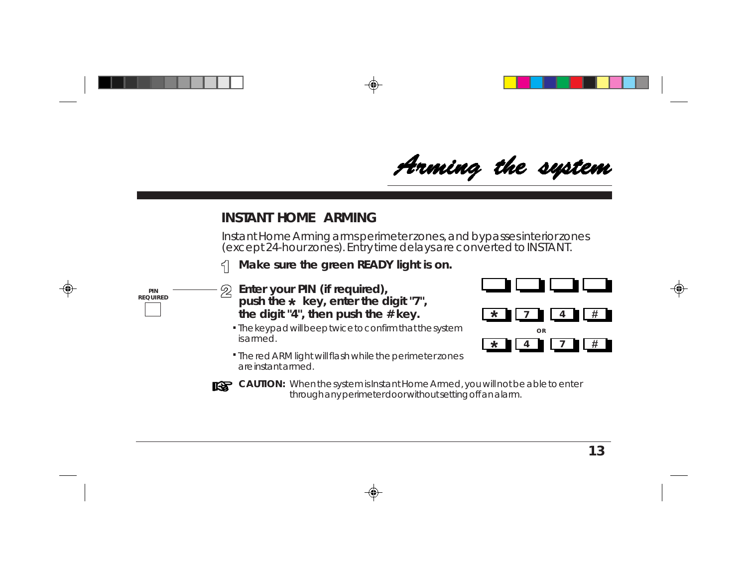# Arming the system

## INSTANT HOME ARMING

Instant Home Arming arms perimeter zones, and bypasses interior zones (except 24-hour zones). Entry time delays are converted to INSTANT.

1. **Make sure the green READY light is on.**

PIN REQUIRED

2. **Enter your PIN (if required), push the * key, enter the digit "7", the digit "4", then push the # key.**
   - The keypad will beep twice to confirm that the system is armed.
   - The red ARM light will flash while the perimeter zones are instant armed.

[ ] [ ] [ ] [ ]

[*] [7] [4] [#]

OR

[*] [4] [7] [#]

**CAUTION:** When the system is Instant Home Armed, you will not be able to enter through any perimeter door without setting off an alarm.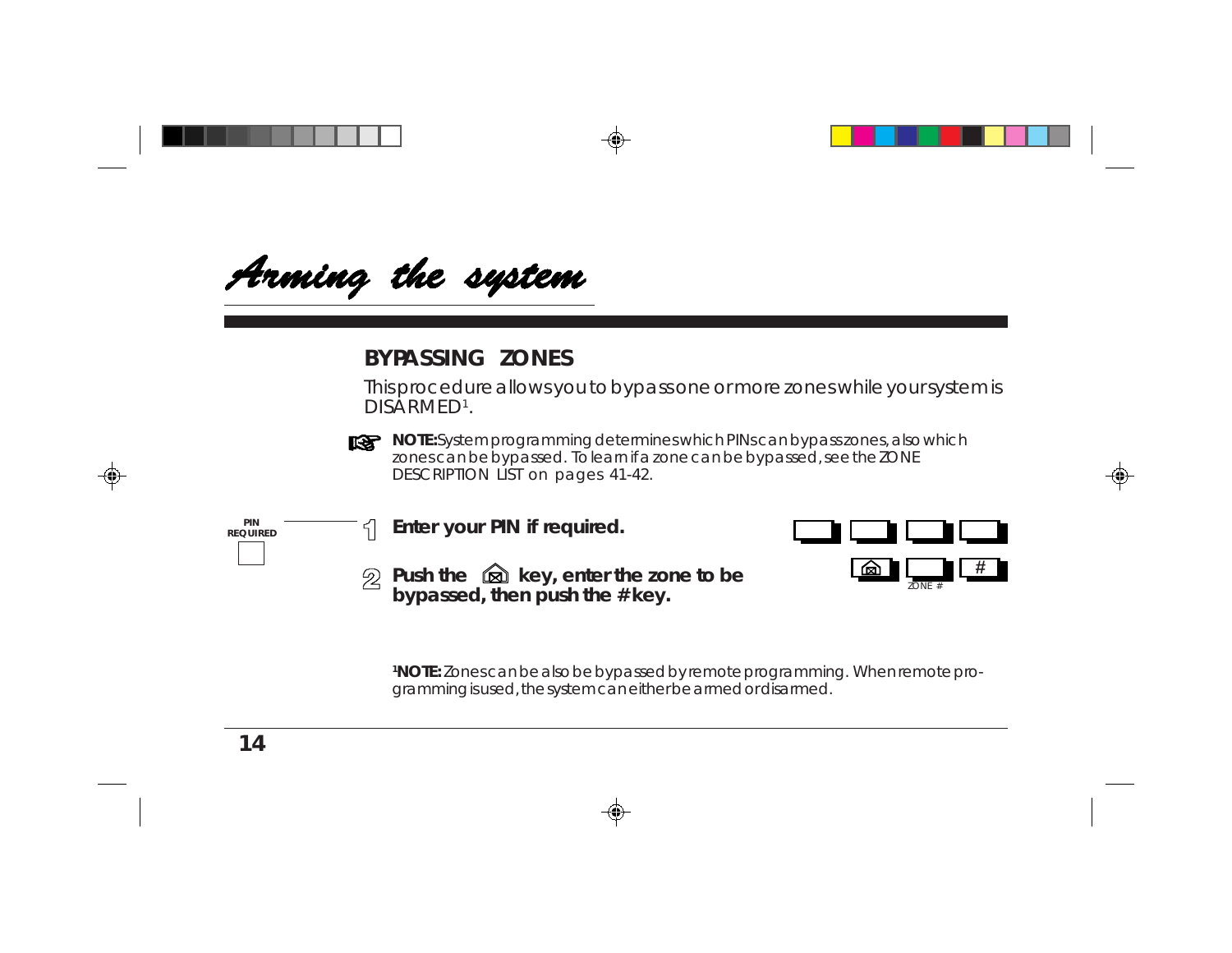# Arming the system

## BYPASSING ZONES

This procedure allows you to bypass one or more zones while your system is DISARMED[1].

**NOTE:** System programming determines which PINs can bypass zones, also which zones can be bypassed. To learn if a zone can be bypassed, see the ZONE DESCRIPTION LIST on pages 41-42.

PIN REQUIRED

1. **Enter your PIN if required.**
2. **Push the key, enter the zone to be bypassed, then push the # key.**

ZONE #

[1]**NOTE:** Zones can be also be bypassed by remote programming. When remote programming is used, the system can either be armed or disarmed.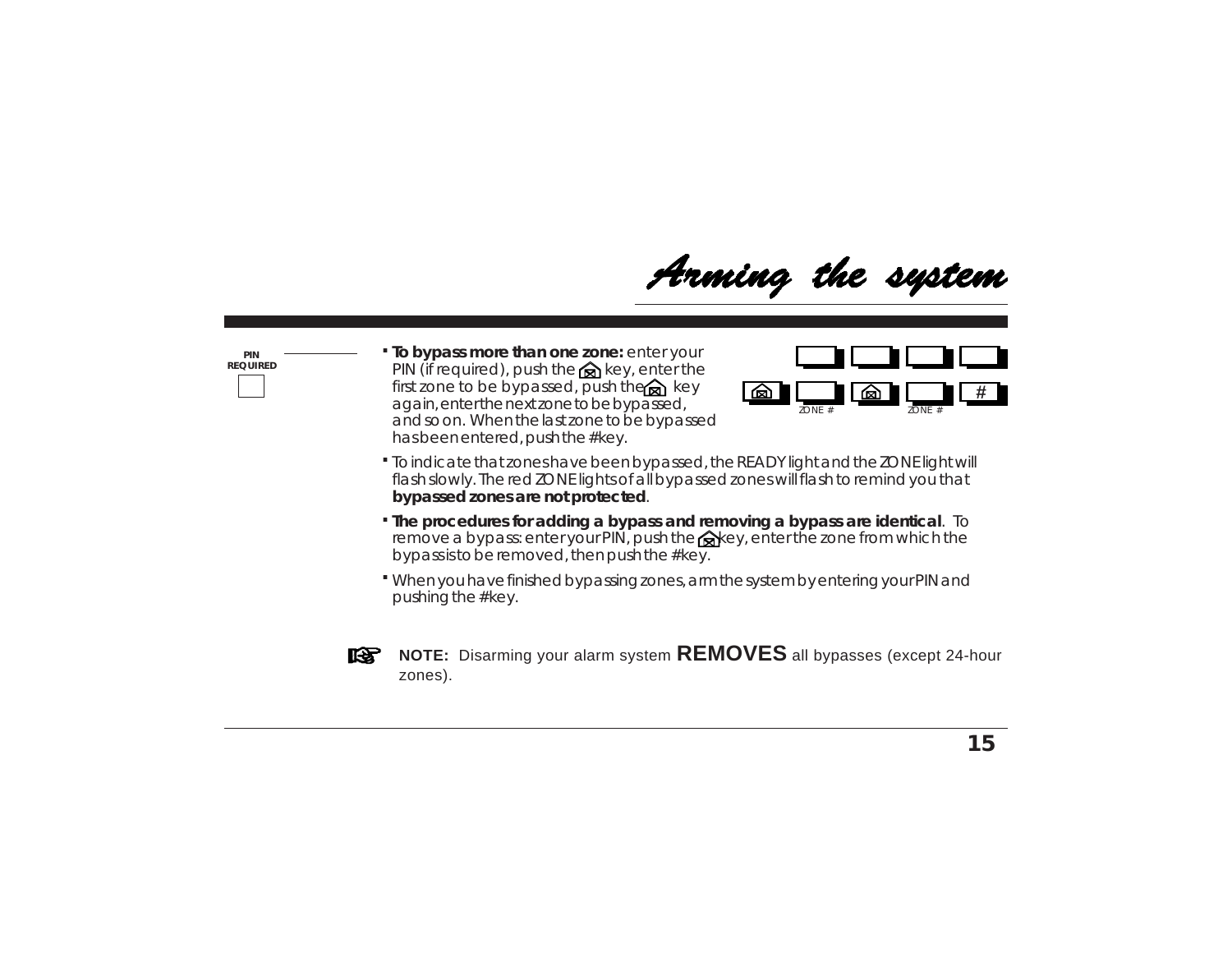# Arming the system

PIN REQUIRED

- **To bypass more than one zone:** enter your PIN (if required), push the [bypass] key, enter the first zone to be bypassed, push the [bypass] key again, enter the next zone to be bypassed, and so on. When the last zone to be bypassed has been entered, push the #key.

[bypass] ZONE # [bypass] ZONE # #

- To indicate that zones have been bypassed, the READY light and the ZONE light will flash slowly. The red ZONE lights of all bypassed zones will flash to remind you that **bypassed zones are not protected**.
- **The procedures for adding a bypass and removing a bypass are identical**. To remove a bypass: enter your PIN, push the [bypass] key, enter the zone from which the bypass is to be removed, then push the #key.
- When you have finished bypassing zones, arm the system by entering your PIN and pushing the #key.

**NOTE:** Disarming your alarm system **REMOVES** all bypasses (except 24-hour zones).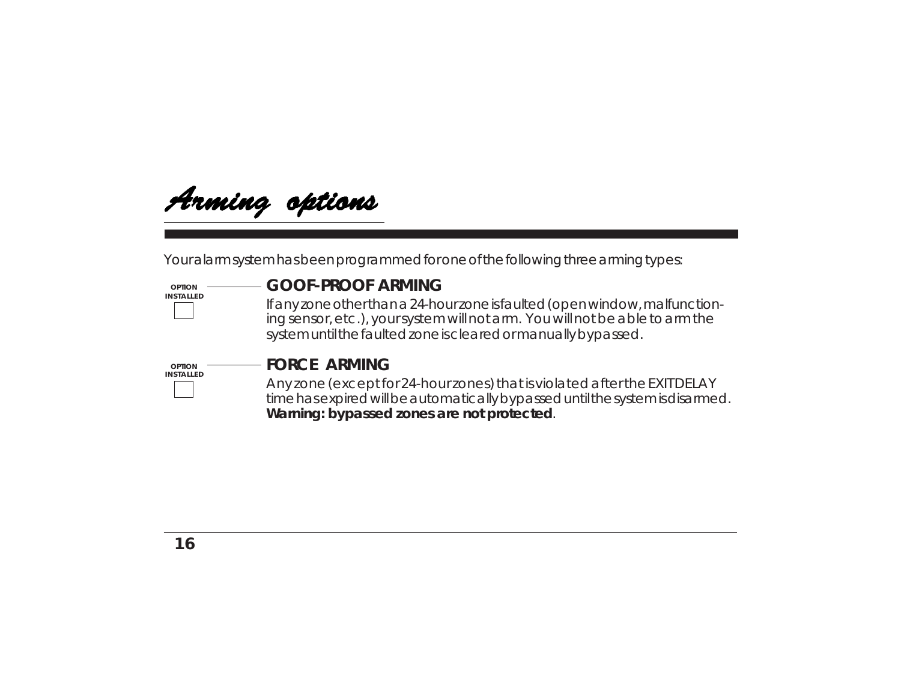# Arming options

Your alarm system has been programmed for one of the following three arming types:

OPTION INSTALLED ☐

## GOOF-PROOF ARMING

If any zone other than a 24-hour zone is faulted (open window, malfunctioning sensor, etc.), your system will not arm. You will not be able to arm the system until the faulted zone is cleared or manually bypassed.

OPTION INSTALLED ☐

## FORCE ARMING

Any zone (except for 24-hour zones) that is violated after the EXIT DELAY time has expired will be automatically bypassed until the system is disarmed. **Warning: bypassed zones are not protected**.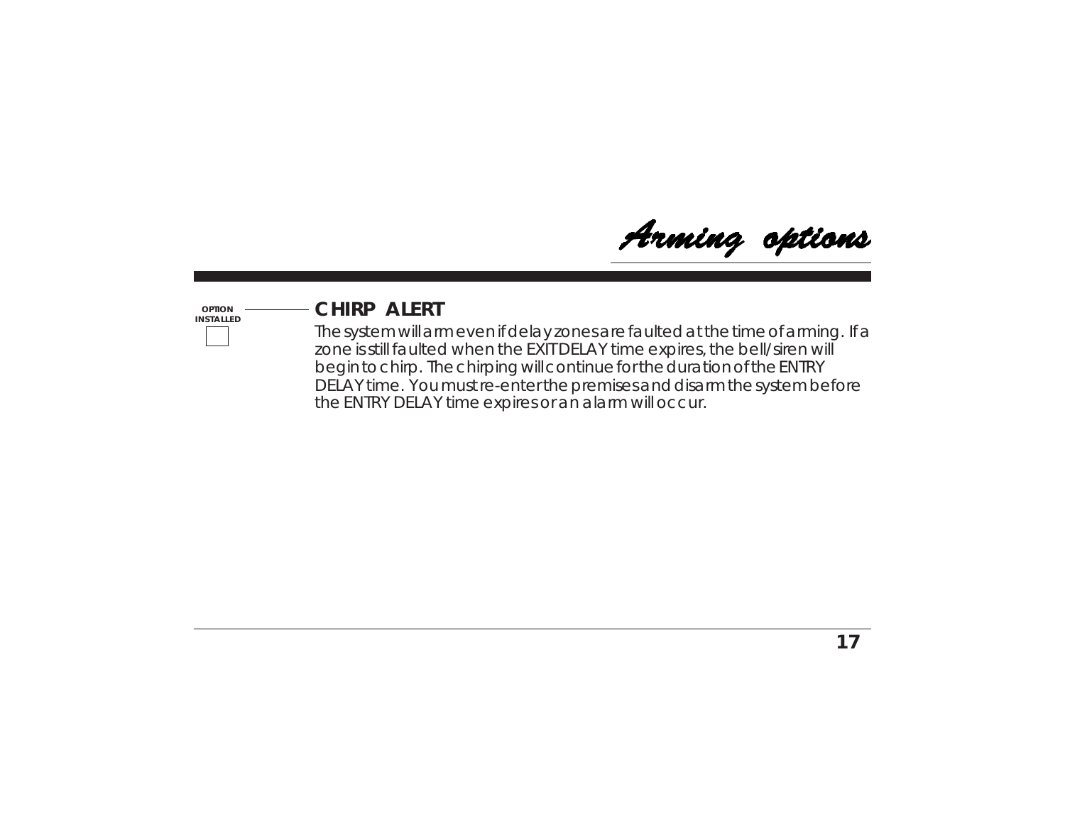# Arming options

OPTION INSTALLED ☐

## CHIRP ALERT

The system will arm even if delay zones are faulted at the time of arming. If a zone is still faulted when the EXIT DELAY time expires, the bell/siren will begin to chirp. The chirping will continue for the duration of the ENTRY DELAY time. You must re-enter the premises and disarm the system before the ENTRY DELAY time expires or an alarm will occur.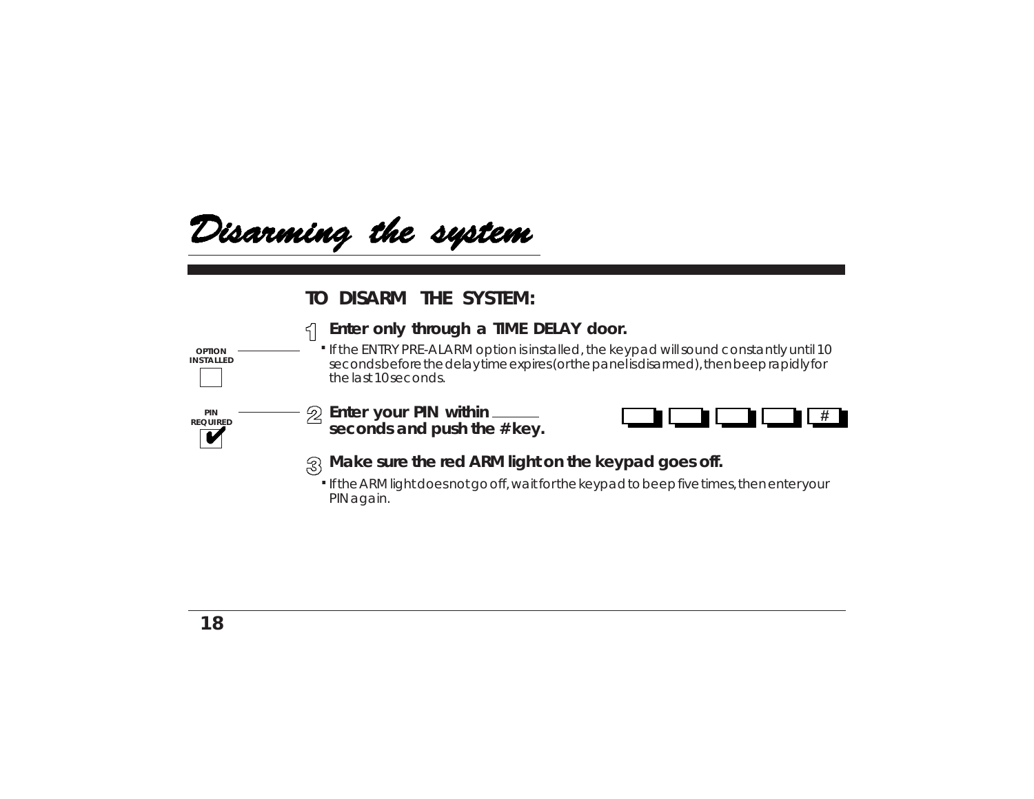# Disarming the system

## TO DISARM THE SYSTEM:

OPTION INSTALLED ☐

PIN REQUIRED ✔

1. **Enter only through a TIME DELAY door.**
   - If the ENTRY PRE-ALARM option is installed, the keypad will sound constantly until 10 seconds before the delay time expires (or the panel is disarmed), then beep rapidly for the last 10 seconds.

2. **Enter your PIN within ______ seconds and push the # key.**

   [ ] [ ] [ ] [ ] [#]

3. **Make sure the red ARM light on the keypad goes off.**
   - If the ARM light does not go off, wait for the keypad to beep five times, then enter your PIN again.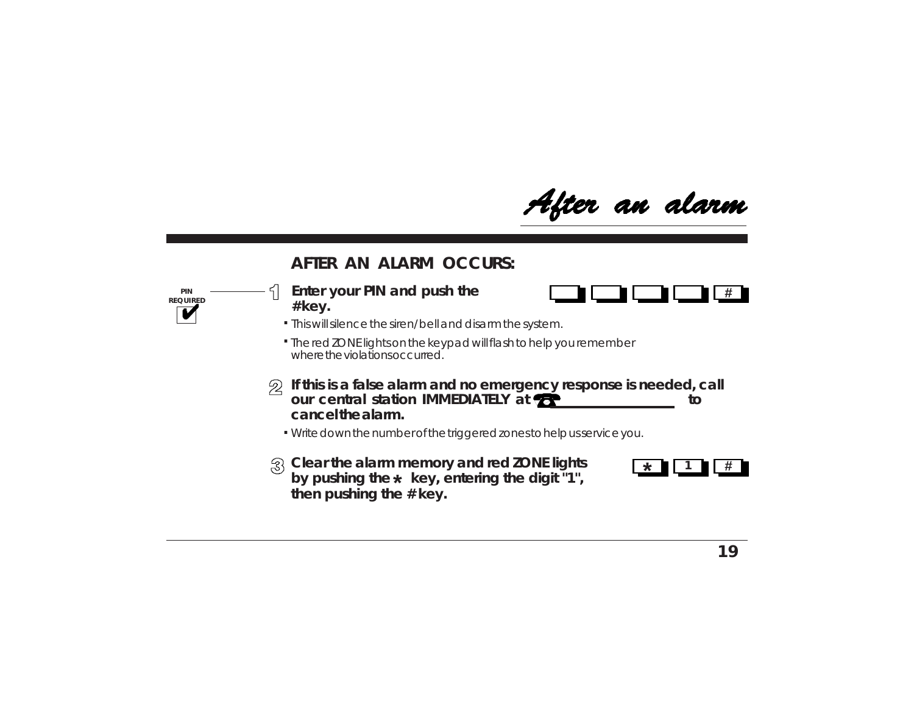# After an alarm

## AFTER AN ALARM OCCURS:

PIN REQUIRED ✔

1. **Enter your PIN and push the #key.**

   [ ] [ ] [ ] [ ] [#]

   - This will silence the siren/bell and disarm the system.
   - The red ZONE lights on the keypad will flash to help you remember where the violations occurred.

2. **If this is a false alarm and no emergency response is needed, call our central station IMMEDIATELY at ☎ ______________ to cancel the alarm.**

   - Write down the number of the triggered zones to help us service you.

3. **Clear the alarm memory and red ZONE lights by pushing the * key, entering the digit "1", then pushing the # key.**

   [*] [1] [#]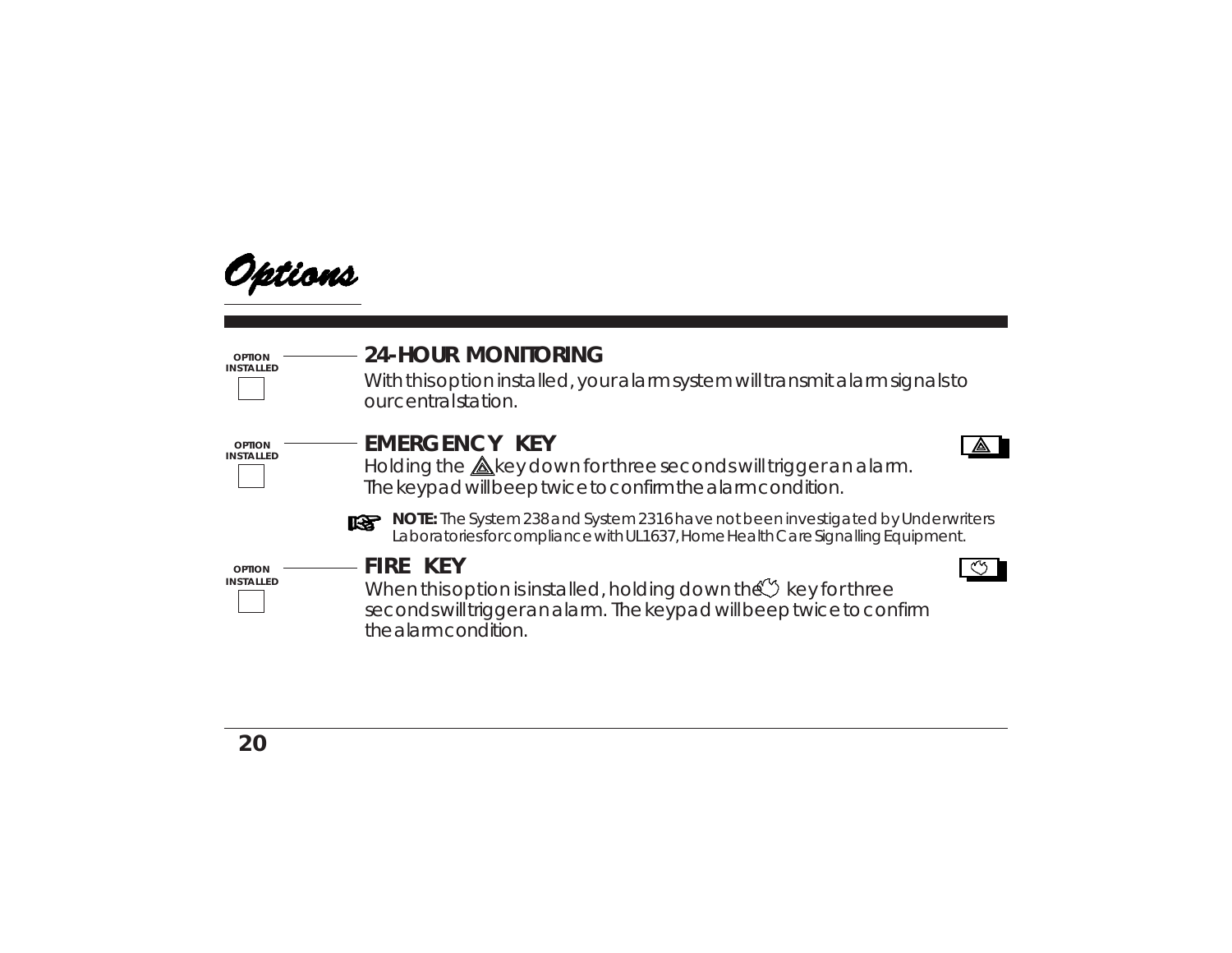# Options

OPTION INSTALLED ☐

## 24-HOUR MONITORING

With this option installed, your alarm system will transmit alarm signals to our central station.

OPTION INSTALLED ☐

## EMERGENCY KEY

Holding the ⚠ key down for three seconds will trigger an alarm. The keypad will beep twice to confirm the alarm condition.

**NOTE:** *The System 238 and System 2316 have not been investigated by Underwriters Laboratories for compliance with UL1637, Home Health Care Signalling Equipment.*

OPTION INSTALLED ☐

## FIRE KEY

When this option is installed, holding down the fire key for three seconds will trigger an alarm. The keypad will beep twice to confirm the alarm condition.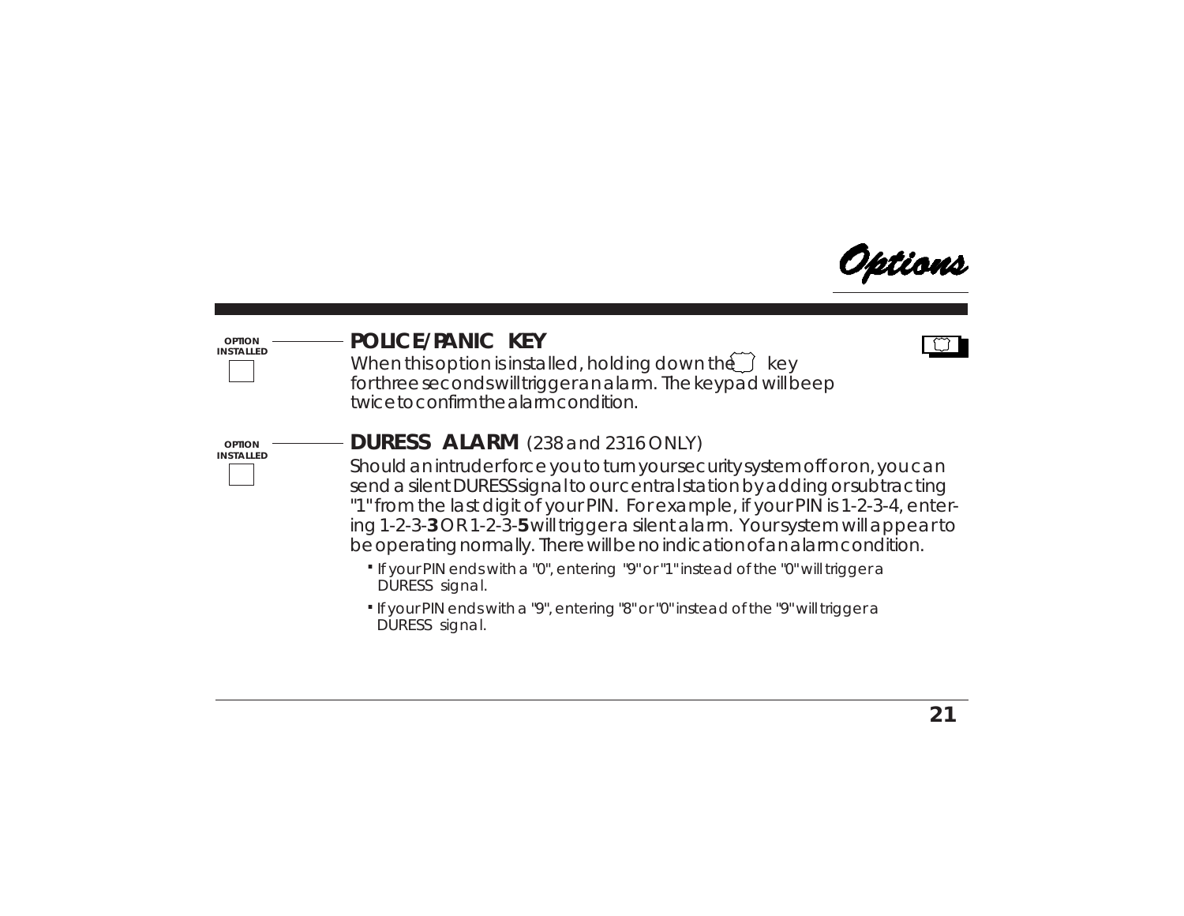# Options

OPTION INSTALLED ☐

## POLICE/PANIC KEY

When this option is installed, holding down the key for three seconds will trigger an alarm. The keypad will beep twice to confirm the alarm condition.

OPTION INSTALLED ☐

## DURESS ALARM (238 and 2316 ONLY)

Should an intruder force you to turn your security system off or on, you can send a silent DURESS signal to our central station by adding or subtracting "1" from the last digit of your PIN. For example, if your PIN is 1-2-3-4, entering 1-2-3-**3** OR 1-2-3-**5** will trigger a silent alarm. Your system will appear to be operating normally. There will be no indication of an alarm condition.

- If your PIN ends with a "0", entering "9" or "1" instead of the "0" will trigger a DURESS signal.
- If your PIN ends with a "9", entering "8" or "0" instead of the "9" will trigger a DURESS signal.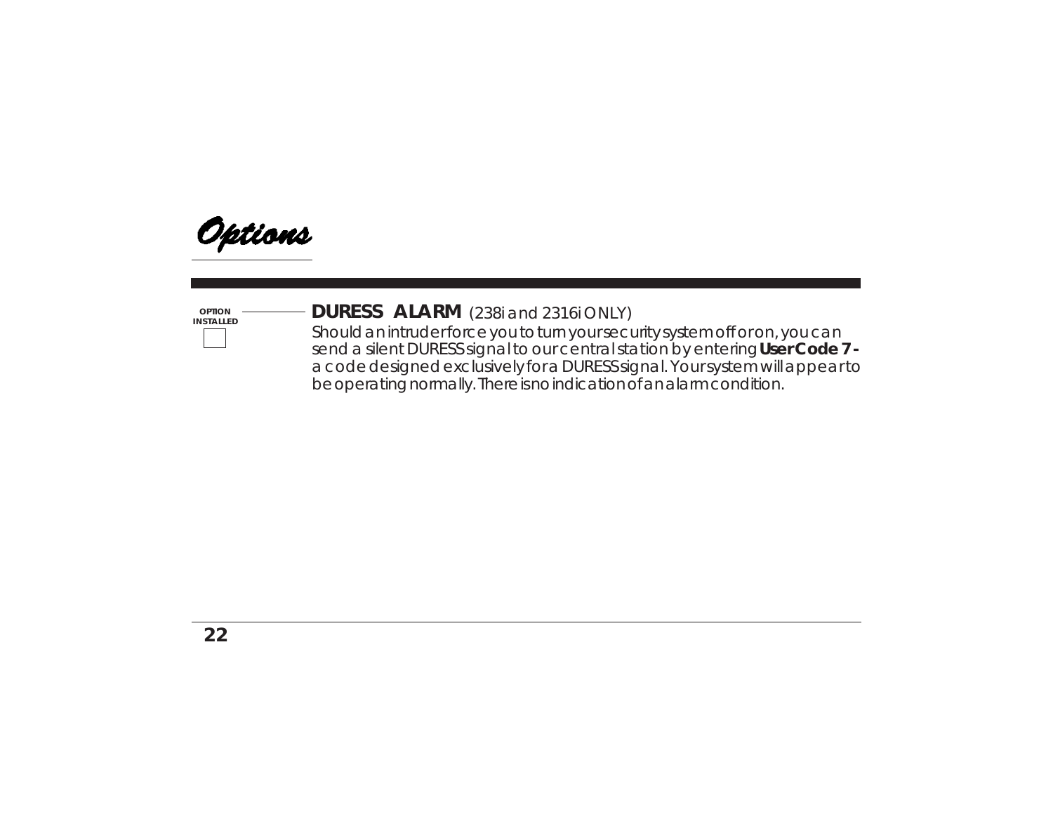# Options

OPTION INSTALLED

☐

## DURESS ALARM (238i and 2316i ONLY)

Should an intruder force you to turn your security system off or on, you can send a silent DURESS signal to our central station by entering **User Code 7 -** a code designed exclusively for a DURESS signal. Your system will appear to be operating normally. There is no indication of an alarm condition.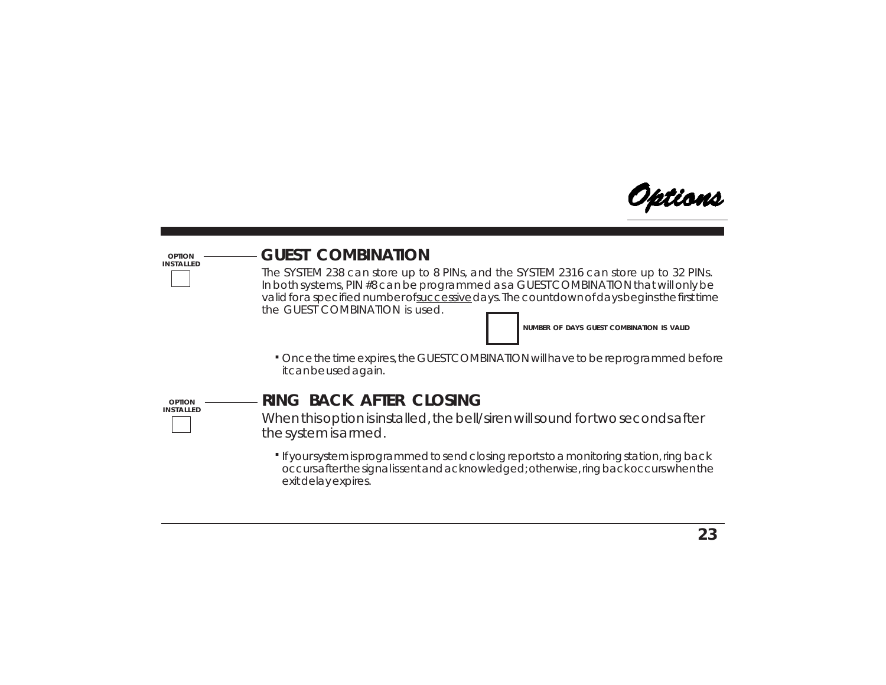# Options

OPTION INSTALLED ☐

## GUEST COMBINATION

The SYSTEM 238 can store up to 8 PINs, and the SYSTEM 2316 can store up to 32 PINs. In both systems, PIN #8 can be programmed as a GUEST COMBINATION that will only be valid for a specified number of successive days. The countdown of days begins the first time the GUEST COMBINATION is used.

☐ NUMBER OF DAYS GUEST COMBINATION IS VALID

- Once the time expires, the GUEST COMBINATION will have to be reprogrammed before it can be used again.

OPTION INSTALLED ☐

## RING BACK AFTER CLOSING

When this option is installed, the bell/siren will sound for two seconds after the system is armed.

- If your system is programmed to send closing reports to a monitoring station, ring back occurs after the signal is sent and acknowledged; otherwise, ring back occurs when the exit delay expires.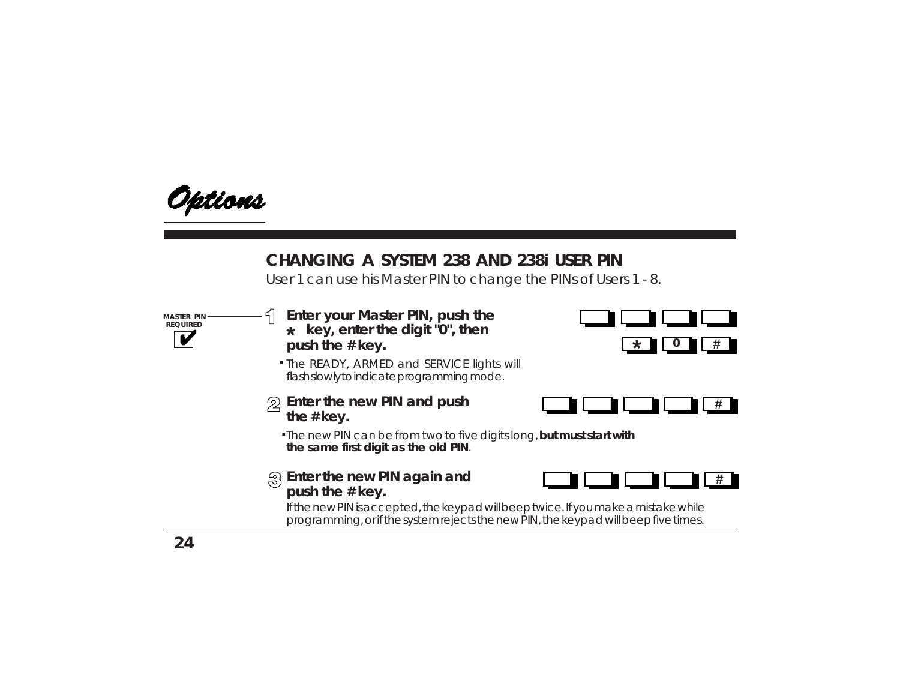# Options

## CHANGING A SYSTEM 238 AND 238i USER PIN

User 1 can use his Master PIN to change the PINs of Users 1 - 8.

MASTER PIN REQUIRED ✔

1. **Enter your Master PIN, push the * key, enter the digit "0", then push the # key.**

   [ ] [ ] [ ] [ ]
   [*] [0] [#]

   - The READY, ARMED and SERVICE lights will flash slowly to indicate programming mode.

2. **Enter the new PIN and push the # key.**

   [ ] [ ] [ ] [ ] [#]

   - The new PIN can be from two to five digits long, **but must start with the same first digit as the old PIN**.

3. **Enter the new PIN again and push the # key.**

   [ ] [ ] [ ] [ ] [#]

   If the new PIN is accepted, the keypad will beep twice. If you make a mistake while programming, or if the system rejects the new PIN, the keypad will beep five times.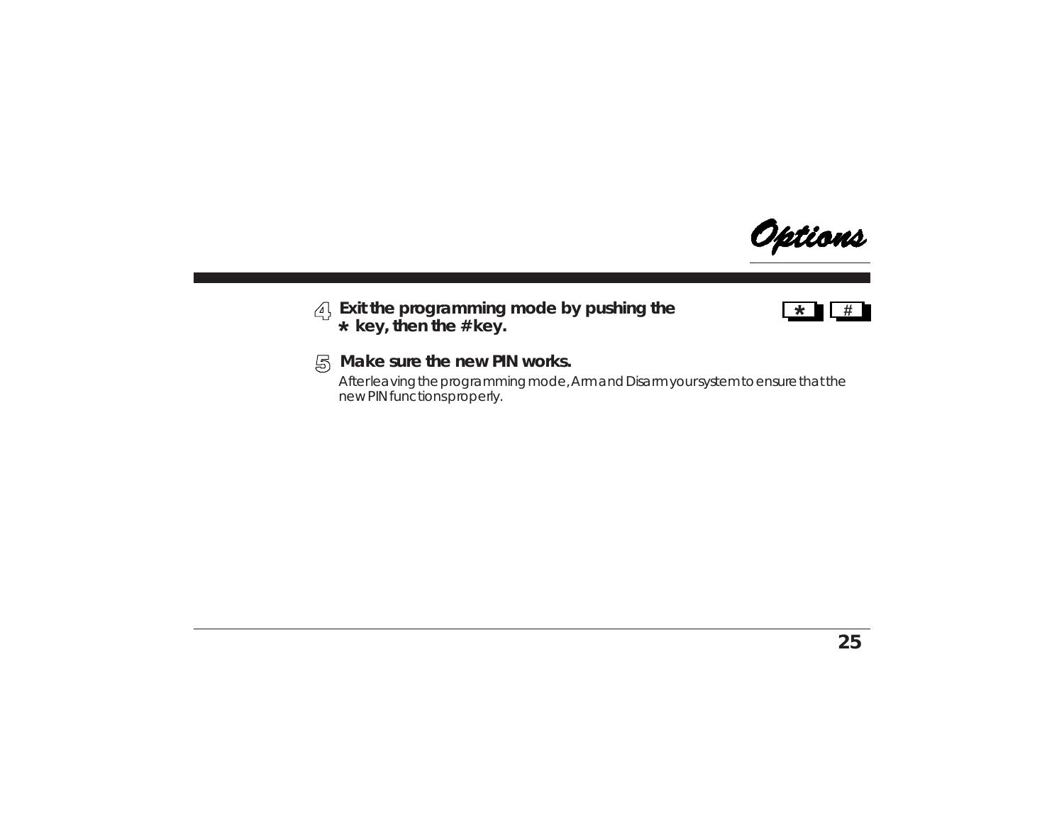## Options

4. **Exit the programming mode by pushing the * key, then the # key.**

   [ * ] [ # ]

5. **Make sure the new PIN works.**

   After leaving the programming mode, Arm and Disarm your system to ensure that the new PIN functions properly.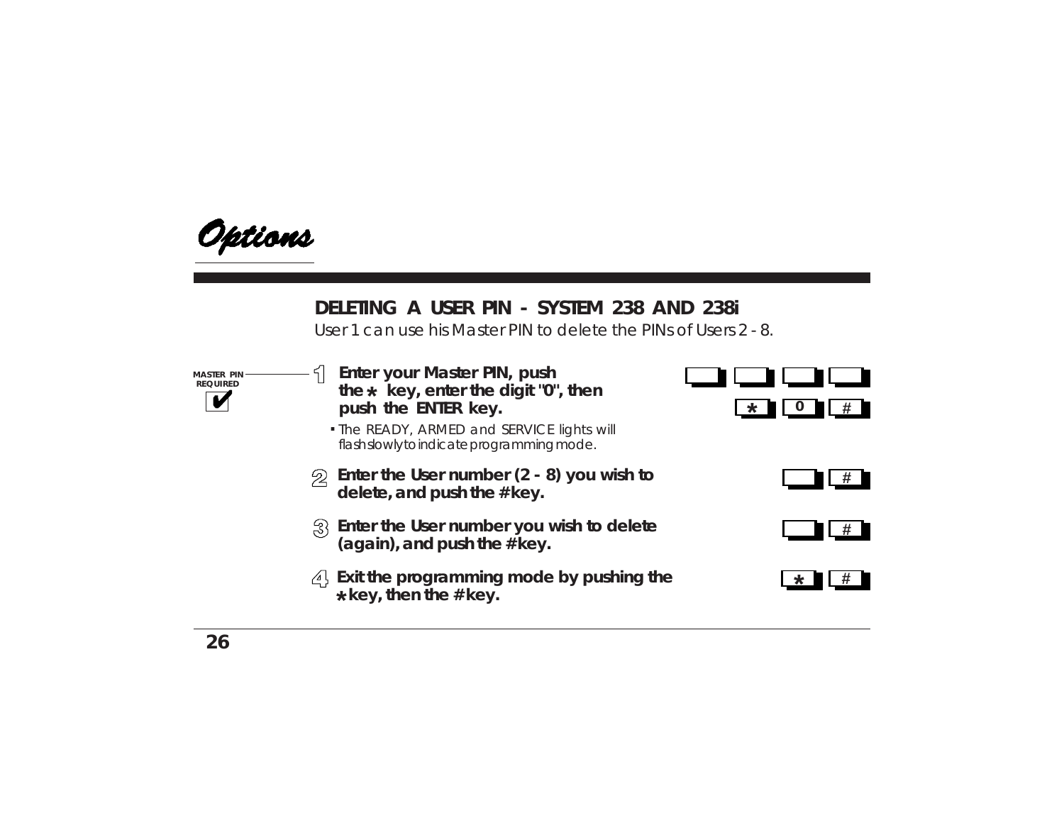*Options*

## DELETING A USER PIN - SYSTEM 238 AND 238i

User 1 can use his Master PIN to delete the PINs of Users 2 - 8.

MASTER PIN REQUIRED ✔

1. **Enter your Master PIN, push the * key, enter the digit "0", then push the ENTER key.**
   - The READY, ARMED and SERVICE lights will flash slowly to indicate programming mode.

   [ ] [ ] [ ] [ ]
   [*] [0] [#]

2. **Enter the User number (2 - 8) you wish to delete, and push the # key.**

   [ ] [#]

3. **Enter the User number you wish to delete (again), and push the # key.**

   [ ] [#]

4. **Exit the programming mode by pushing the * key, then the # key.**

   [*] [#]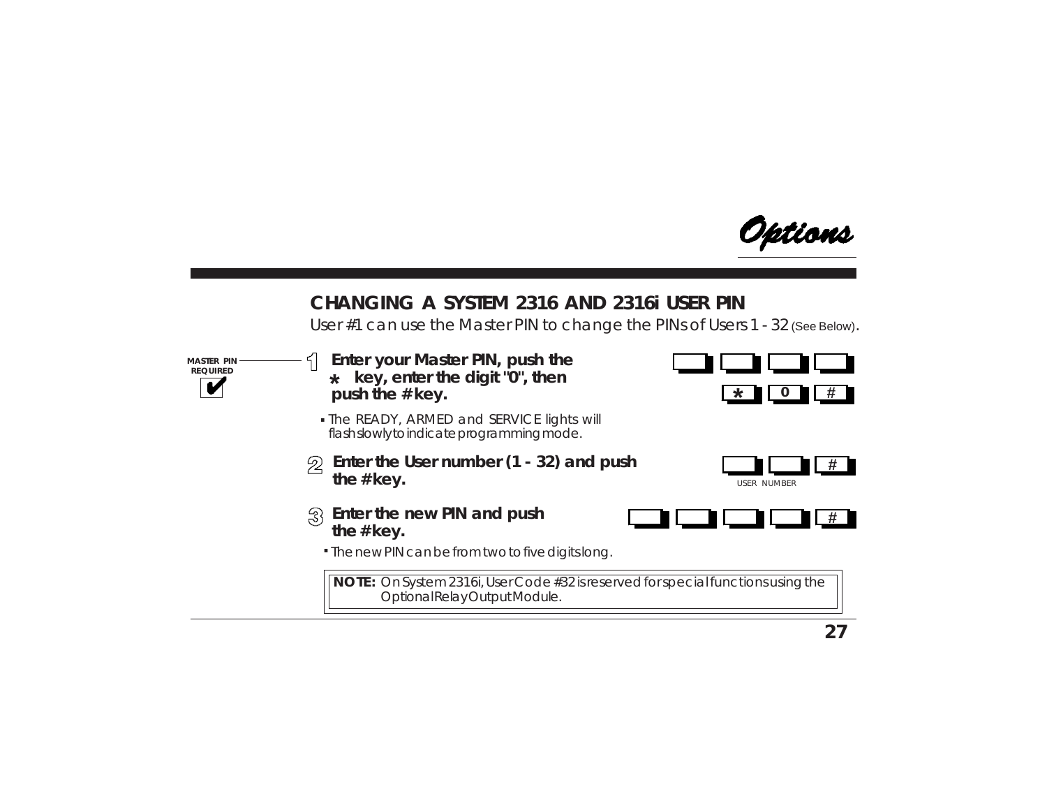*Options*

## CHANGING A SYSTEM 2316 AND 2316i USER PIN

User #1 can use the Master PIN to change the PINs of Users 1 - 32 (See Below).

MASTER PIN REQUIRED ✔

1. **Enter your Master PIN, push the * key, enter the digit "0", then push the # key.**
   - The READY, ARMED and SERVICE lights will flash slowly to indicate programming mode.

   [ ] [ ] [ ] [ ]
   [ * ] [ 0 ] [ # ]

2. **Enter the User number (1 - 32) and push the # key.**

   [ ] [ ] [ # ]
   USER NUMBER

3. **Enter the new PIN and push the # key.**
   - The new PIN can be from two to five digits long.

   [ ] [ ] [ ] [ ] [ # ]

> **NOTE:** On System 2316i, User Code #32 is reserved for special functions using the Optional Relay Output Module.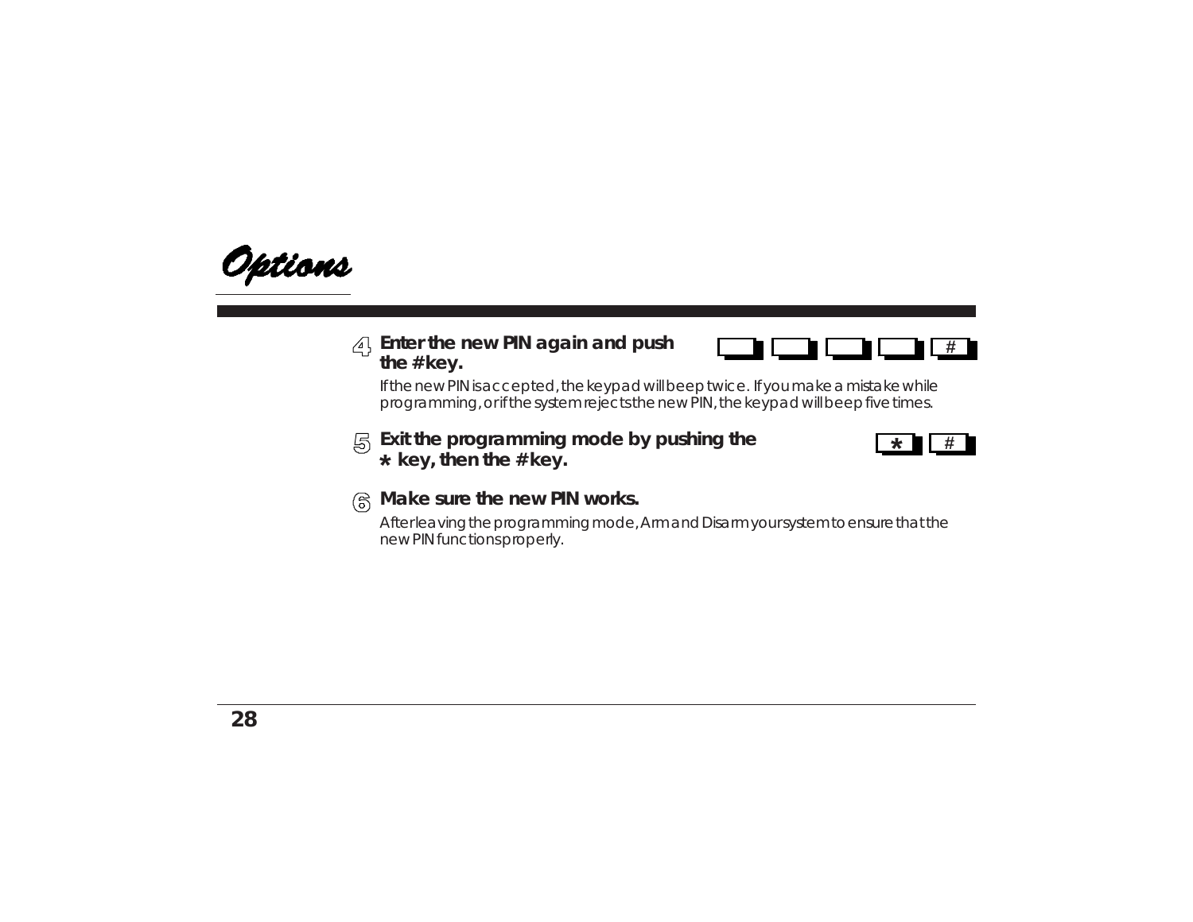# Options

4. **Enter the new PIN again and push the # key.**

   [ ] [ ] [ ] [ ] [#]

   If the new PIN is accepted, the keypad will beep twice. If you make a mistake while programming, or if the system rejects the new PIN, the keypad will beep five times.

5. **Exit the programming mode by pushing the * key, then the # key.**

   [*] [#]

6. **Make sure the new PIN works.**

   After leaving the programming mode, Arm and Disarm your system to ensure that the new PIN functions properly.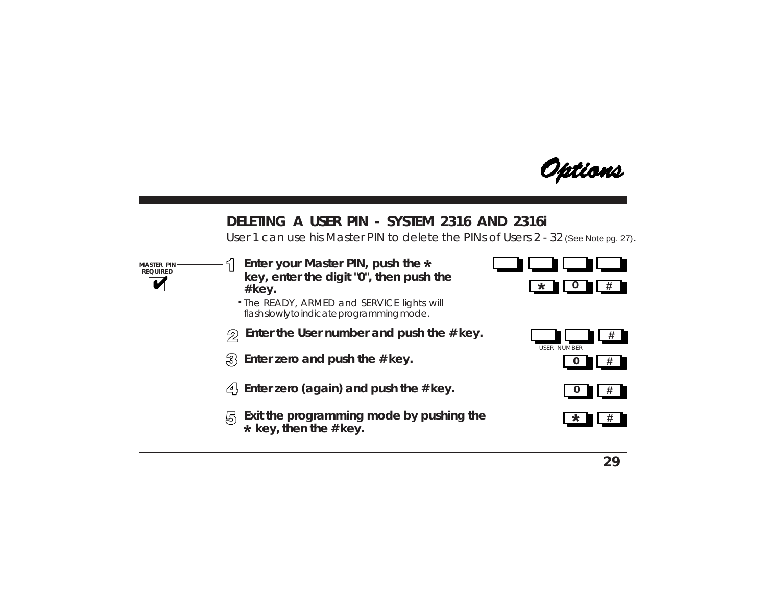Options

## DELETING A USER PIN - SYSTEM 2316 AND 2316i

User 1 can use his Master PIN to delete the PINs of Users 2 - 32 (See Note pg. 27).

MASTER PIN REQUIRED ✔

1. **Enter your Master PIN, push the * key, enter the digit "0", then push the # key.**
   - The READY, ARMED and SERVICE lights will flash slowly to indicate programming mode.

   [ ] [ ] [ ] [ ]
   [*] [0] [#]

2. **Enter the User number and push the # key.**

   [ ] [ ] [#]
   USER NUMBER

3. **Enter zero and push the # key.**

   [0] [#]

4. **Enter zero (again) and push the # key.**

   [0] [#]

5. **Exit the programming mode by pushing the * key, then the # key.**

   [*] [#]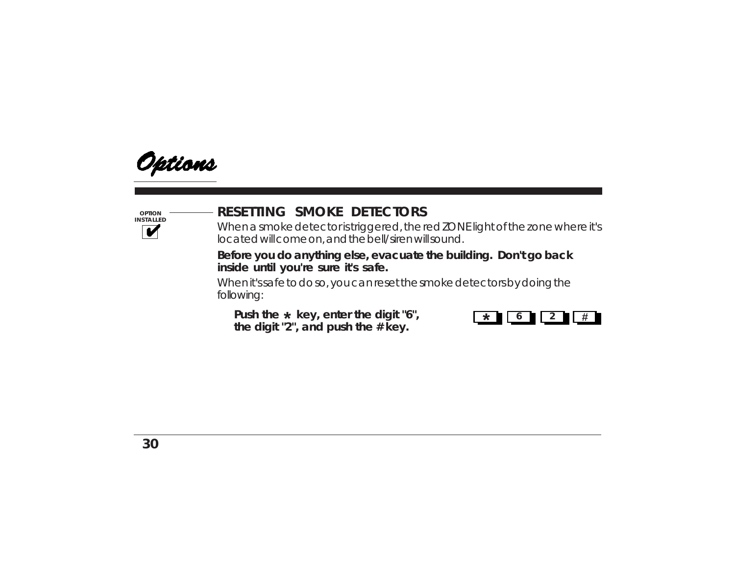# Options

OPTION INSTALLED ✔

## RESETTING SMOKE DETECTORS

When a smoke detector is triggered, the red ZONE light of the zone where it's located will come on, and the bell/siren will sound.

**Before you do anything else, evacuate the building. Don't go back inside until you're sure it's safe.**

When it's safe to do so, you can reset the smoke detectors by doing the following:

**Push the * key, enter the digit "6", the digit "2", and push the # key.**

[ * ] [ 6 ] [ 2 ] [ # ]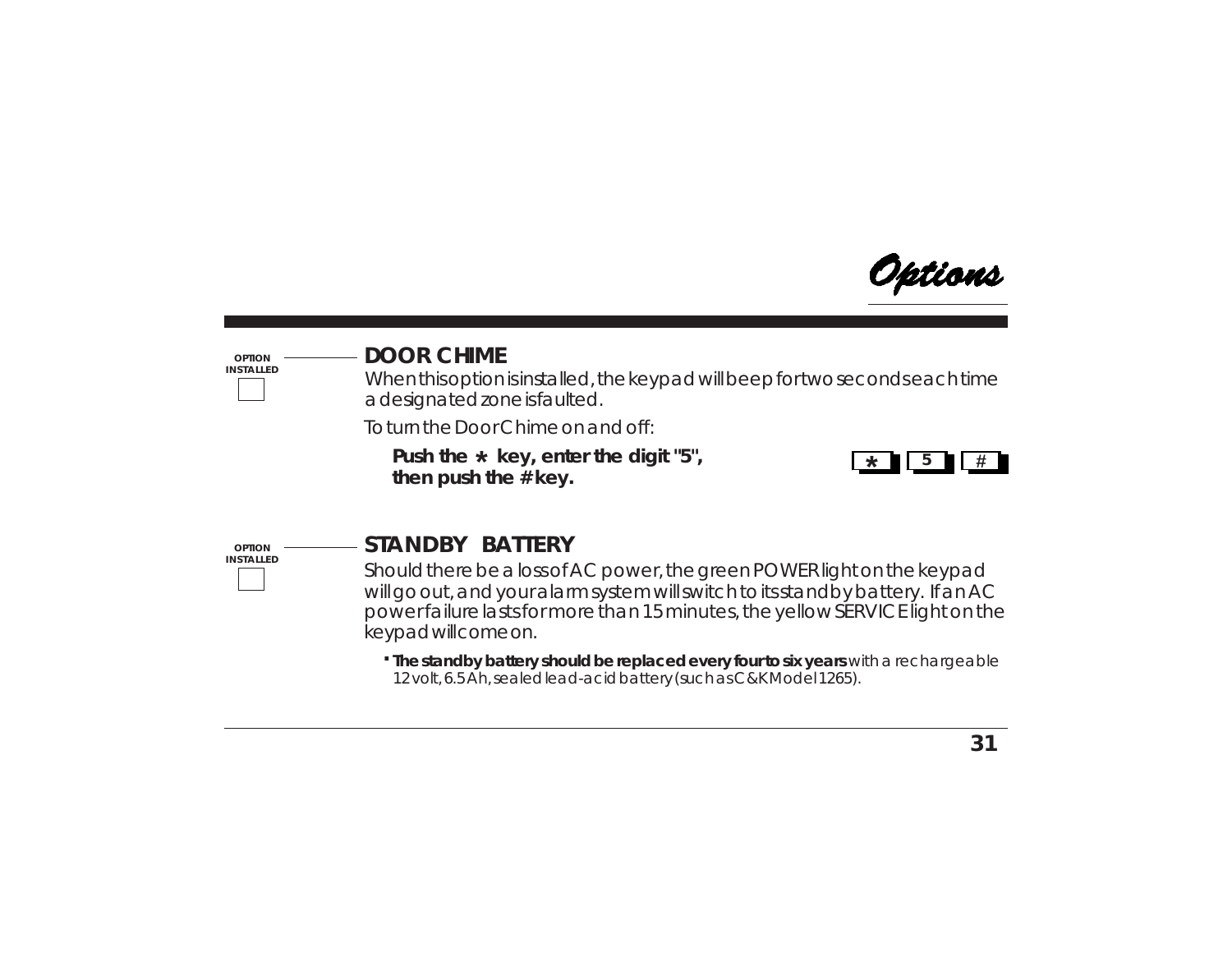# Options

OPTION INSTALLED ☐

## DOOR CHIME

When this option is installed, the keypad will beep for two seconds each time a designated zone is faulted.

To turn the Door Chime on and off:

**Push the * key, enter the digit "5", then push the # key.**

[ * ] [ 5 ] [ # ]

OPTION INSTALLED ☐

## STANDBY BATTERY

Should there be a loss of AC power, the green POWER light on the keypad will go out, and your alarm system will switch to its standby battery. If an AC power failure lasts for more than 15 minutes, the yellow SERVICE light on the keypad will come on.

- **The standby battery should be replaced every four to six years** with a rechargeable 12 volt, 6.5 Ah, sealed lead-acid battery (such as C&K Model 1265).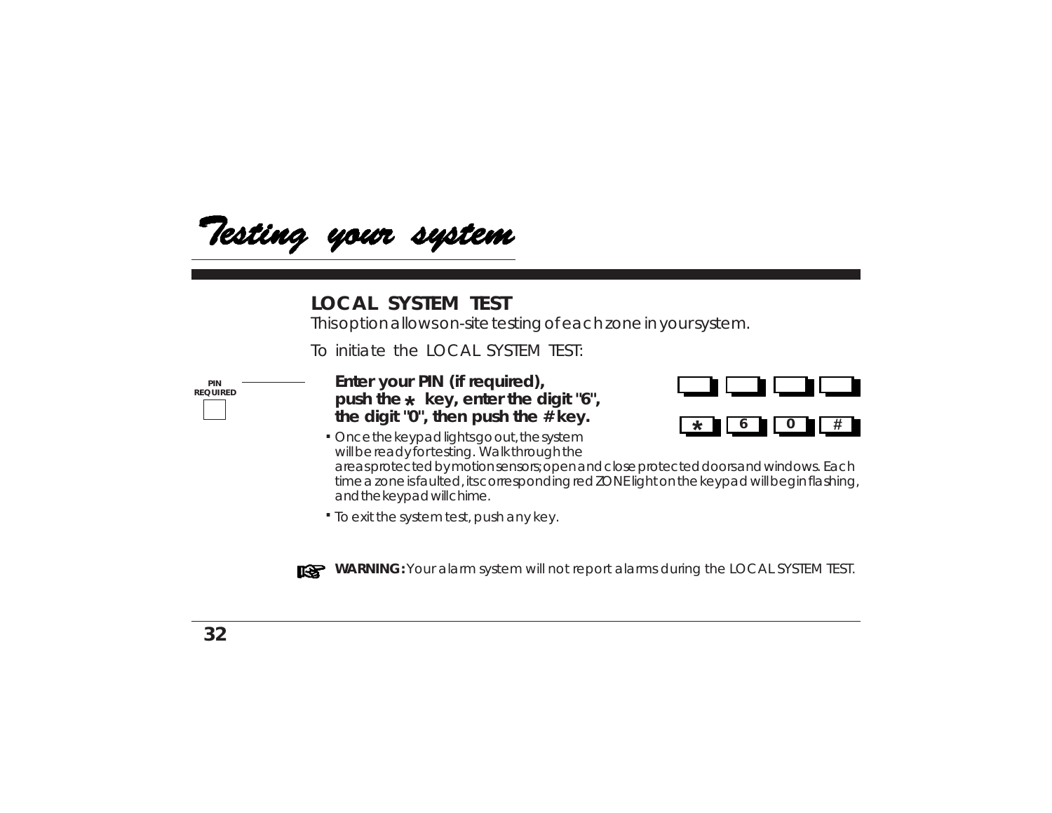# Testing your system

## LOCAL SYSTEM TEST

This option allows on-site testing of each zone in your system.

To initiate the LOCAL SYSTEM TEST:

PIN REQUIRED

**Enter your PIN (if required), push the * key, enter the digit "6", the digit "0", then push the # key.**

| * | 6 | 0 | # |
|---|---|---|---|

- Once the keypad lights go out, the system will be ready for testing. Walk through the areas protected by motion sensors; open and close protected doors and windows. Each time a zone is faulted, its corresponding red ZONE light on the keypad will begin flashing, and the keypad will chime.
- To exit the system test, push any key.

**WARNING:** Your alarm system will not report alarms during the LOCAL SYSTEM TEST.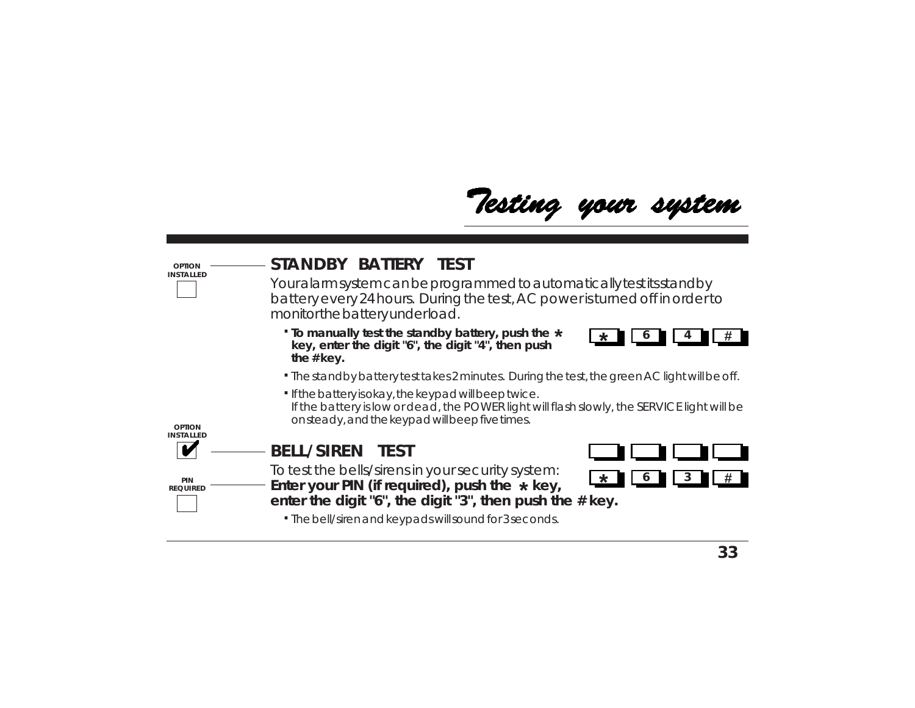# Testing your system

OPTION INSTALLED ☐

## STANDBY BATTERY TEST

Your alarm system can be programmed to automatically test its standby battery every 24 hours. During the test, AC power is turned off in order to monitor the battery under load.

- **To manually test the standby battery, push the * key, enter the digit "6", the digit "4", then push the # key.**

  [ * ] [ 6 ] [ 4 ] [ # ]

- The standby battery test takes 2 minutes. During the test, the green AC light will be off.
- If the battery is okay, the keypad will beep twice.
  If the battery is low or dead, the POWER light will flash slowly, the SERVICE light will be on steady, and the keypad will beep five times.

OPTION INSTALLED ☑

PIN REQUIRED ☐

## BELL/SIREN TEST

[ ] [ ] [ ] [ ]

[ * ] [ 6 ] [ 3 ] [ # ]

To test the bells/sirens in your security system:
**Enter your PIN (if required), push the * key, enter the digit "6", the digit "3", then push the # key.**

- The bell/siren and keypads will sound for 3 seconds.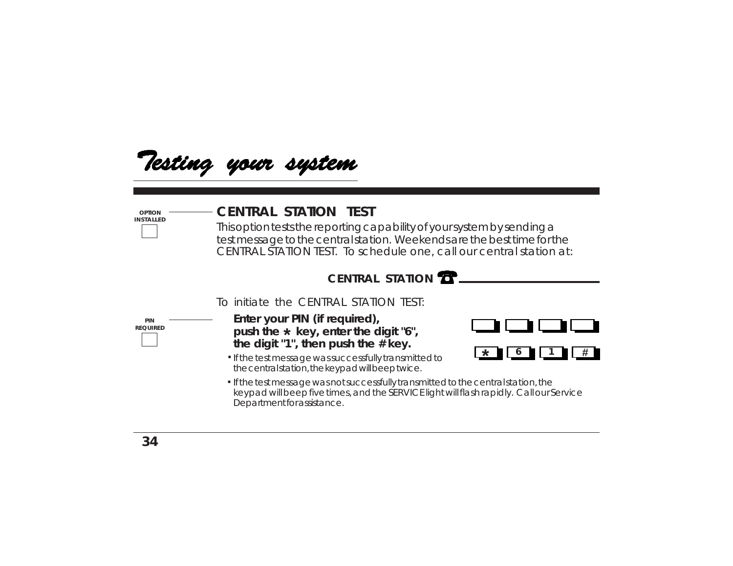# Testing your system

OPTION INSTALLED ☐

## CENTRAL STATION TEST

This option tests the reporting capability of your system by sending a test message to the central station. Weekends are the best time for the CENTRAL STATION TEST. To schedule one, call our central station at:

**CENTRAL STATION ☎ ________________________**

To initiate the CENTRAL STATION TEST:

PIN REQUIRED ☐

**Enter your PIN (if required), push the * key, enter the digit "6", the digit "1", then push the # key.**

[ ] [ ] [ ] [ ]

[*] [6] [1] [#]

- If the test message was successfully transmitted to the central station, the keypad will beep twice.
- If the test message was not successfully transmitted to the central station, the keypad will beep five times, and the SERVICE light will flash rapidly. Call our Service Department for assistance.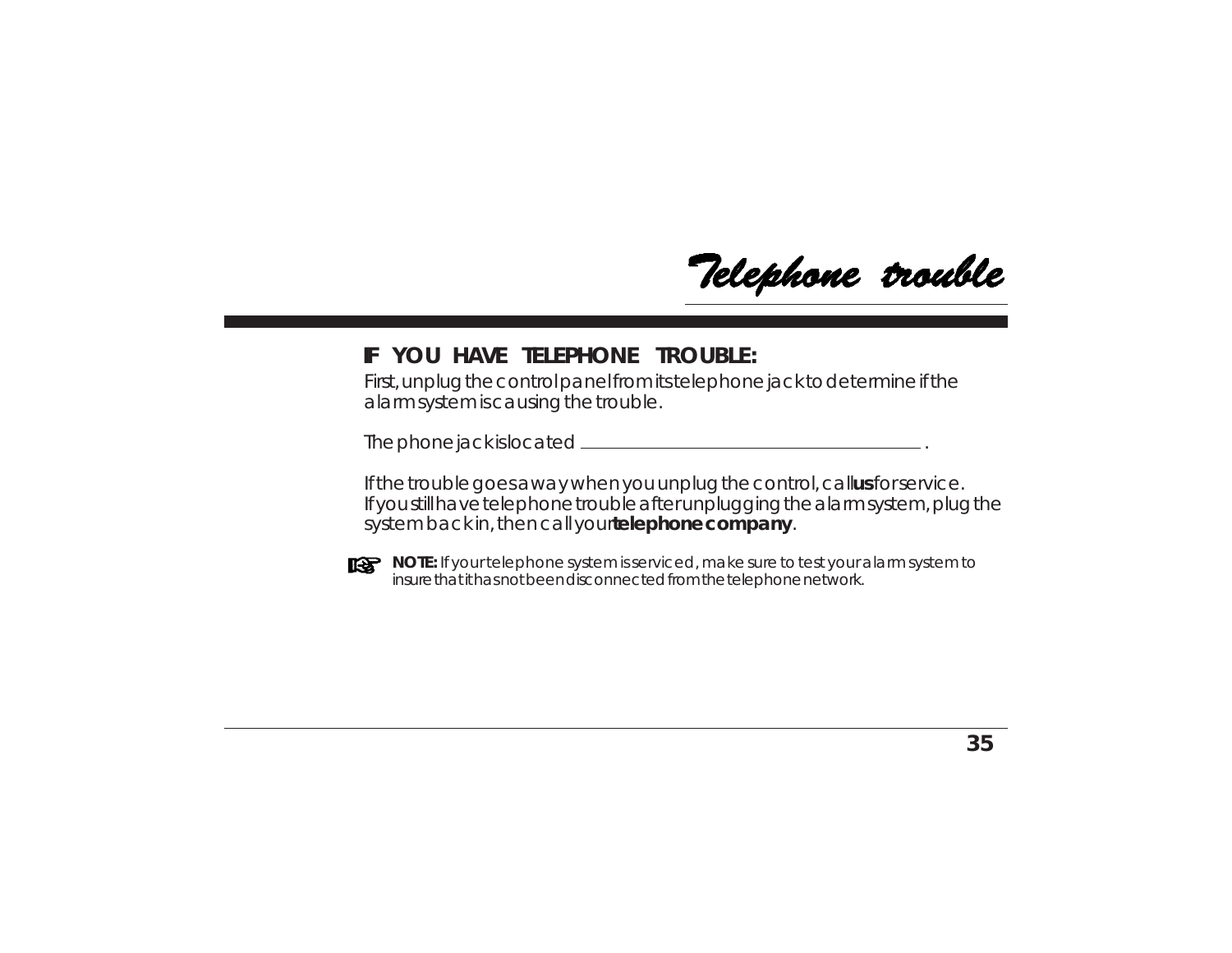# Telephone trouble

## IF YOU HAVE TELEPHONE TROUBLE:

First, unplug the control panel from its telephone jack to determine if the alarm system is causing the trouble.

The phone jack is located ________________________________ .

If the trouble goes away when you unplug the control, call **us** for service. If you still have telephone trouble after unplugging the alarm system, plug the system back in, then call your **telephone company**.

☞ **NOTE:** If your telephone system is serviced, make sure to test your alarm system to insure that it has not been disconnected from the telephone network.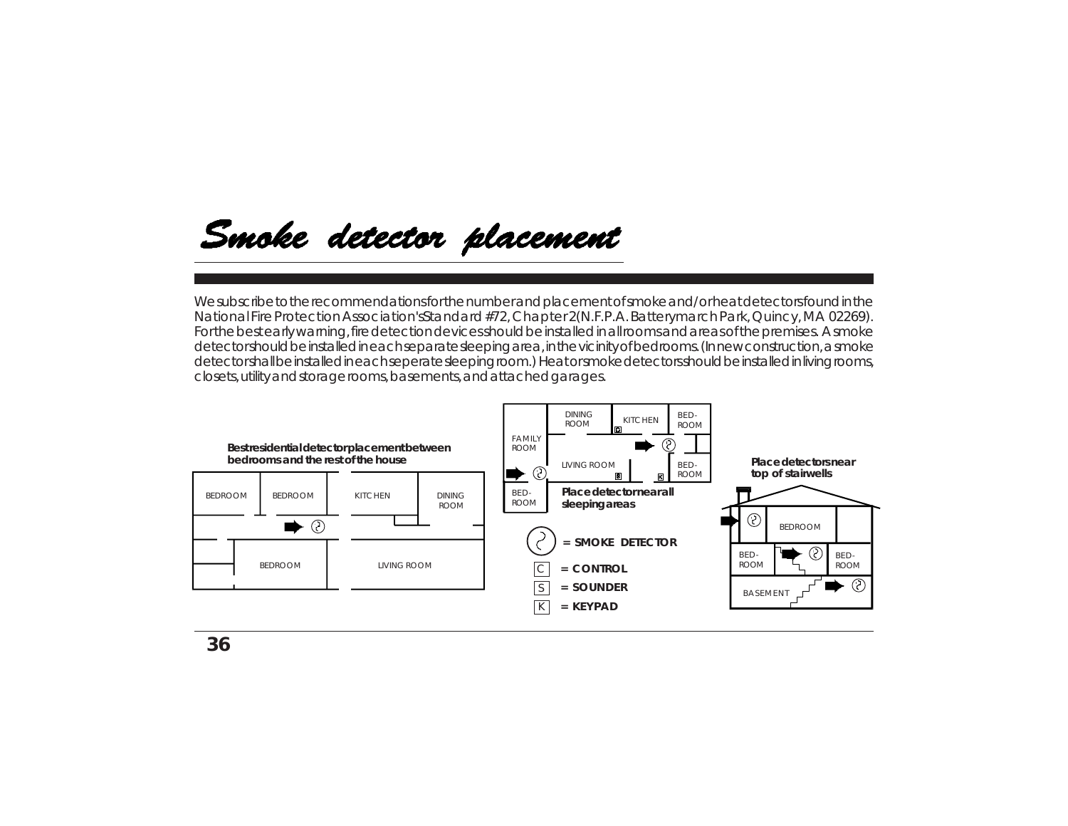# *Smoke detector placement*

We subscribe to the recommendations for the number and placement of smoke and/or heat detectors found in the National Fire Protection Association's Standard #72, Chapter 2 (N.F.P.A. Batterymarch Park, Quincy, MA 02269). For the best early warning, fire detection devices should be installed in all rooms and areas of the premises. A smoke detector should be installed in each separate sleeping area, in the vicinity of bedrooms. (In new construction, a smoke detector shall be installed in each seperate sleeping room.) Heat or smoke detectors should be installed in living rooms, closets, utility and storage rooms, basements, and attached garages.

**Best residential detector placement between bedrooms and the rest of the house**

BEDROOM, BEDROOM, KITCHEN, DINING ROOM, BEDROOM, LIVING ROOM

FAMILY ROOM, DINING ROOM, KITCHEN, BED-ROOM, LIVING ROOM, BED-ROOM, BED-ROOM

**Place detector near all sleeping areas**

**= SMOKE DETECTOR**

C **= CONTROL**

S **= SOUNDER**

K **= KEYPAD**

**Place detectors near top of stairwells**

BEDROOM, BED-ROOM, BED-ROOM, BASEMENT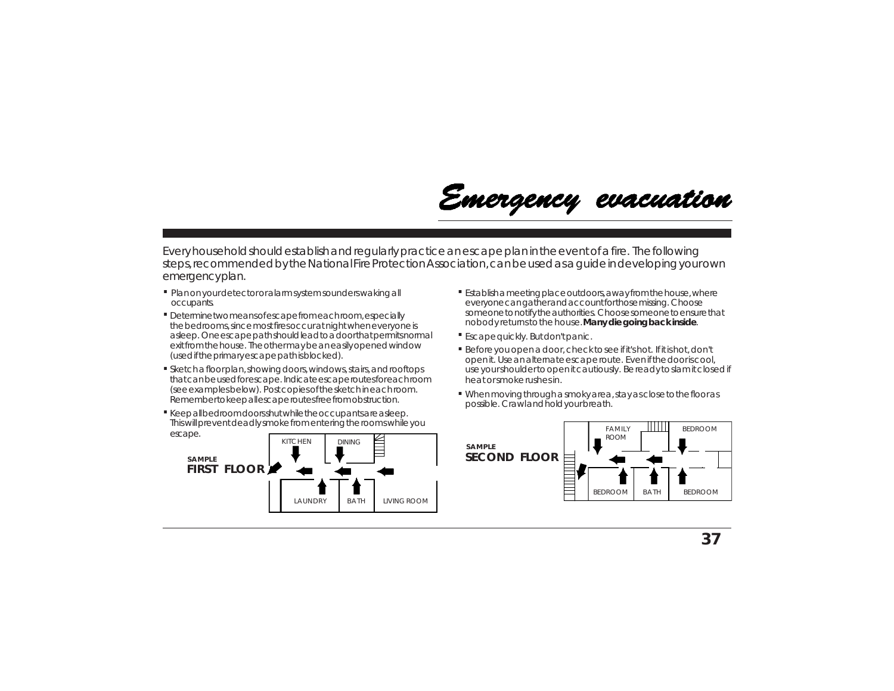# *Emergency evacuation*

Every household should establish and regularly practice an escape plan in the event of a fire. The following steps, recommended by the National Fire Protection Association, can be used as a guide in developing your own emergency plan.

- Plan on your detector or alarm system sounders waking all occupants.
- Determine two means of escape from each room, especially the bedrooms, since most fires occur at night when everyone is asleep. One escape path should lead to a door that permits normal exit from the house. The other may be an easily opened window (used if the primary escape path is blocked).
- Sketch a floorplan, showing doors, windows, stairs, and rooftops that can be used for escape. Indicate escape routes for each room (see examples below). Post copies of the sketch in each room. Remember to keep all escape routes free from obstruction.
- Keep all bedroom doors shut while the occupants are asleep. This will prevent deadly smoke from entering the rooms while you escape.
- Establish a meeting place outdoors, away from the house, where everyone can gather and account for those missing. Choose someone to notify the authorities. Choose someone to ensure that nobody returns to the house. **Many die going back inside**.
- Escape quickly. But don't panic.
- Before you open a door, check to see if it's hot. If it is hot, don't open it. Use an alternate escape route. Even if the door is cool, use your shoulder to open it cautiously. Be ready to slam it closed if heat or smoke rushes in.
- When moving through a smoky area, stay as close to the floor as possible. Crawl and hold your breath.

**SAMPLE**
**FIRST FLOOR**

KITCHEN, DINING, LAUNDRY, BATH, LIVING ROOM

**SAMPLE**
**SECOND FLOOR**

FAMILY ROOM, BEDROOM, BEDROOM, BATH, BEDROOM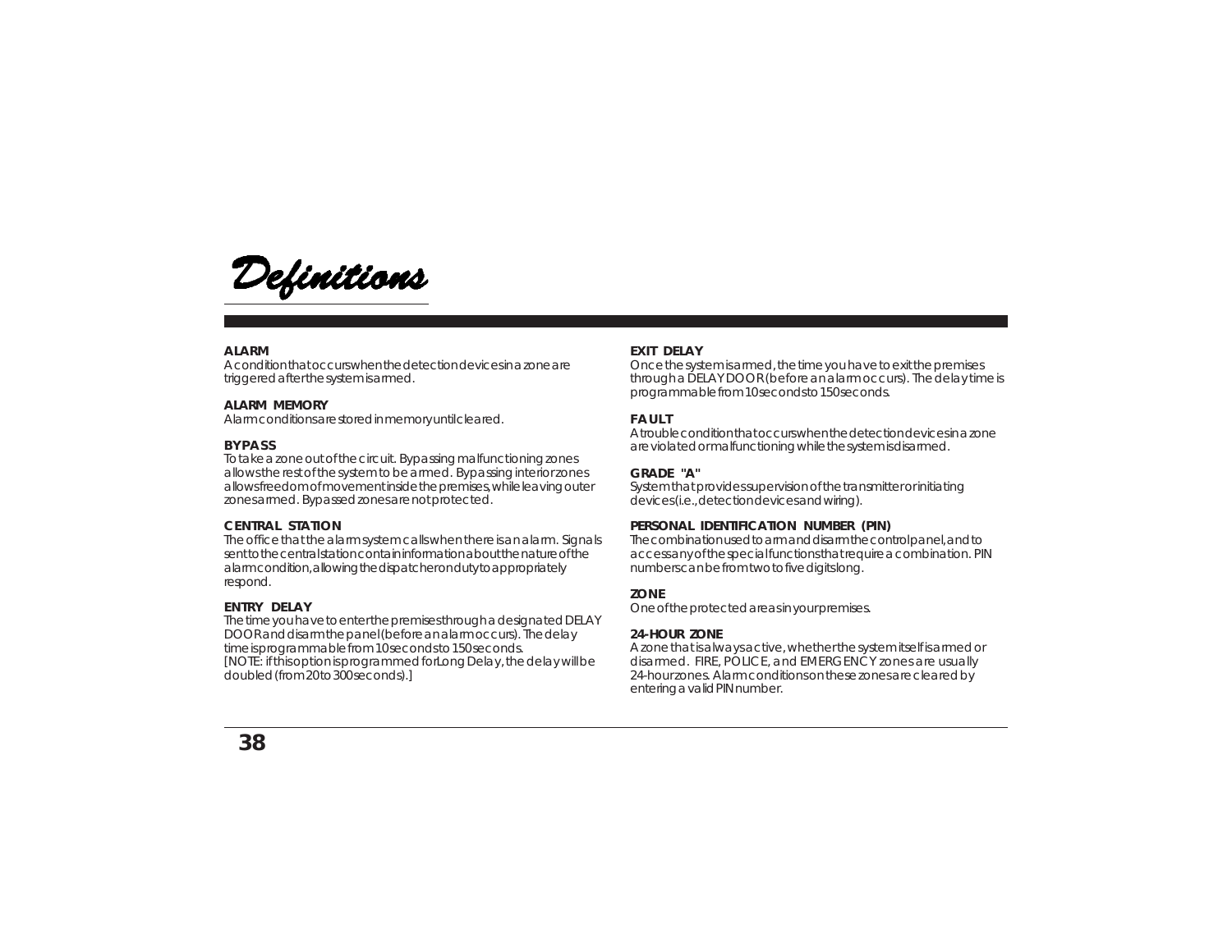# Definitions

**ALARM**
A condition that occurs when the detection devices in a zone are triggered after the system is armed.

**ALARM MEMORY**
Alarm conditions are stored in memory until cleared.

**BYPASS**
To take a zone out of the circuit. Bypassing malfunctioning zones allows the rest of the system to be armed. Bypassing interior zones allows freedom of movement inside the premises, while leaving outer zones armed. Bypassed zones are not protected.

**CENTRAL STATION**
The office that the alarm system calls when there is an alarm. Signals sent to the central station contain information about the nature of the alarm condition, allowing the dispatcher on duty to appropriately respond.

**ENTRY DELAY**
The time you have to enter the premises through a designated DELAY DOOR and disarm the panel (before an alarm occurs). The delay time is programmable from 10 seconds to 150 seconds.
[NOTE: if this option is programmed for Long Delay, the delay will be doubled (from 20 to 300 seconds).]

**EXIT DELAY**
Once the system is armed, the time you have to exit the premises through a DELAY DOOR (before an alarm occurs). The delay time is programmable from 10 seconds to 150 seconds.

**FAULT**
A trouble condition that occurs when the detection devices in a zone are violated or malfunctioning while the system is disarmed.

**GRADE "A"**
System that provides supervision of the transmitter or initiating devices (i.e., detection devices and wiring).

**PERSONAL IDENTIFICATION NUMBER (PIN)**
The combination used to arm and disarm the control panel, and to access any of the special functions that require a combination. PIN numbers can be from two to five digits long.

**ZONE**
One of the protected areas in your premises.

**24-HOUR ZONE**
A zone that is always active, whether the system itself is armed or disarmed. FIRE, POLICE, and EMERGENCY zones are usually 24-hour zones. Alarm conditions on these zones are cleared by entering a valid PIN number.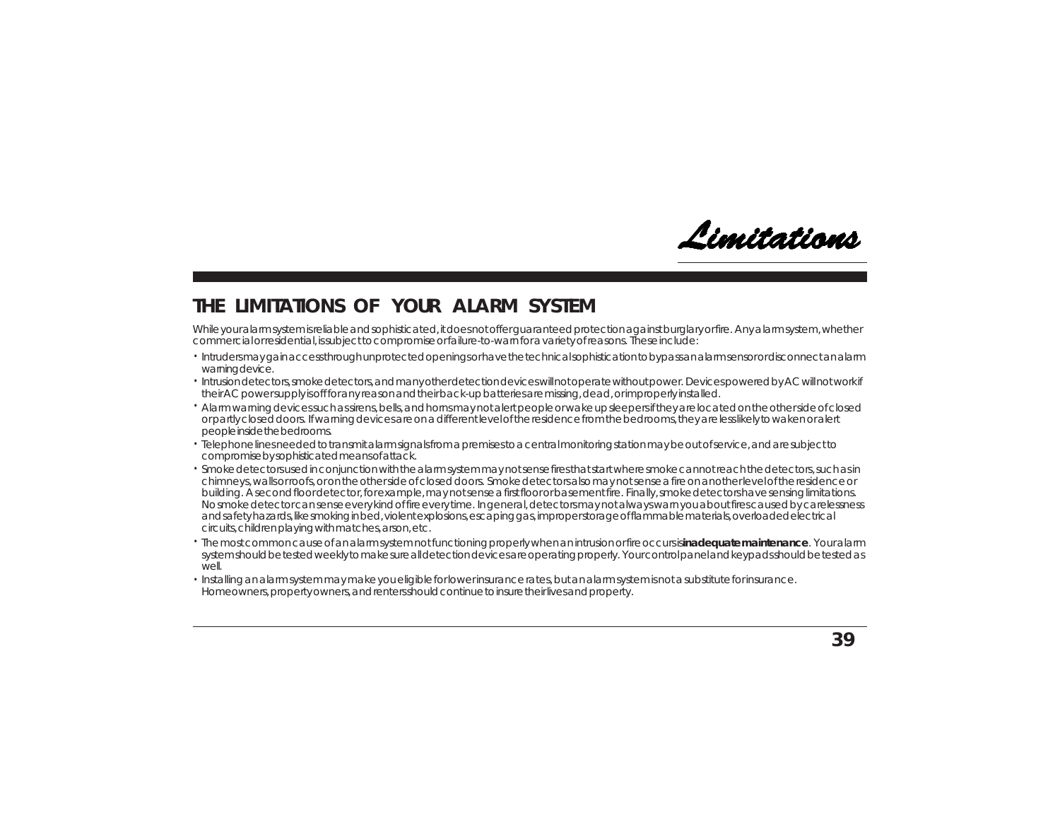# Limitations

## THE LIMITATIONS OF YOUR ALARM SYSTEM

While your alarm system is reliable and sophisticated, it does not offer guaranteed protection against burglary or fire. Any alarm system, whether commercial or residential, is subject to compromise or failure-to-warn for a variety of reasons. These include:

- Intruders may gain access through unprotected openings or have the technical sophistication to bypass an alarm sensor or disconnect an alarm warning device.
- Intrusion detectors, smoke detectors, and many other detection devices will not operate without power. Devices powered by AC will not work if their AC power supply is off for any reason and their back-up batteries are missing, dead, or improperly installed.
- Alarm warning devices such as sirens, bells, and horns may not alert people or wake up sleepers if they are located on the other side of closed or partly closed doors. If warning devices are on a different level of the residence from the bedrooms, they are less likely to waken or alert people inside the bedrooms.
- Telephone lines needed to transmit alarm signals from a premises to a central monitoring station may be out of service, and are subject to compromise by sophisticated means of attack.
- Smoke detectors used in conjunction with the alarm system may not sense fires that start where smoke cannot reach the detectors, such as in chimneys, walls or roofs, or on the other side of closed doors. Smoke detectors also may not sense a fire on another level of the residence or building. A second floor detector, for example, may not sense a first floor or basement fire. Finally, smoke detectors have sensing limitations. No smoke detector can sense every kind of fire every time. In general, detectors may not always warn you about fires caused by carelessness and safety hazards, like smoking in bed, violent explosions, escaping gas, improper storage of flammable materials, overloaded electrical circuits, children playing with matches, arson, etc.
- The most common cause of an alarm system not functioning properly when an intrusion or fire occurs is **inadequate maintenance**. Your alarm system should be tested weekly to make sure all detection devices are operating properly. Your control panel and keypads should be tested as well.
- Installing an alarm system may make you eligible for lower insurance rates, but an alarm system is not a substitute for insurance. Homeowners, property owners, and renters should continue to insure their lives and property.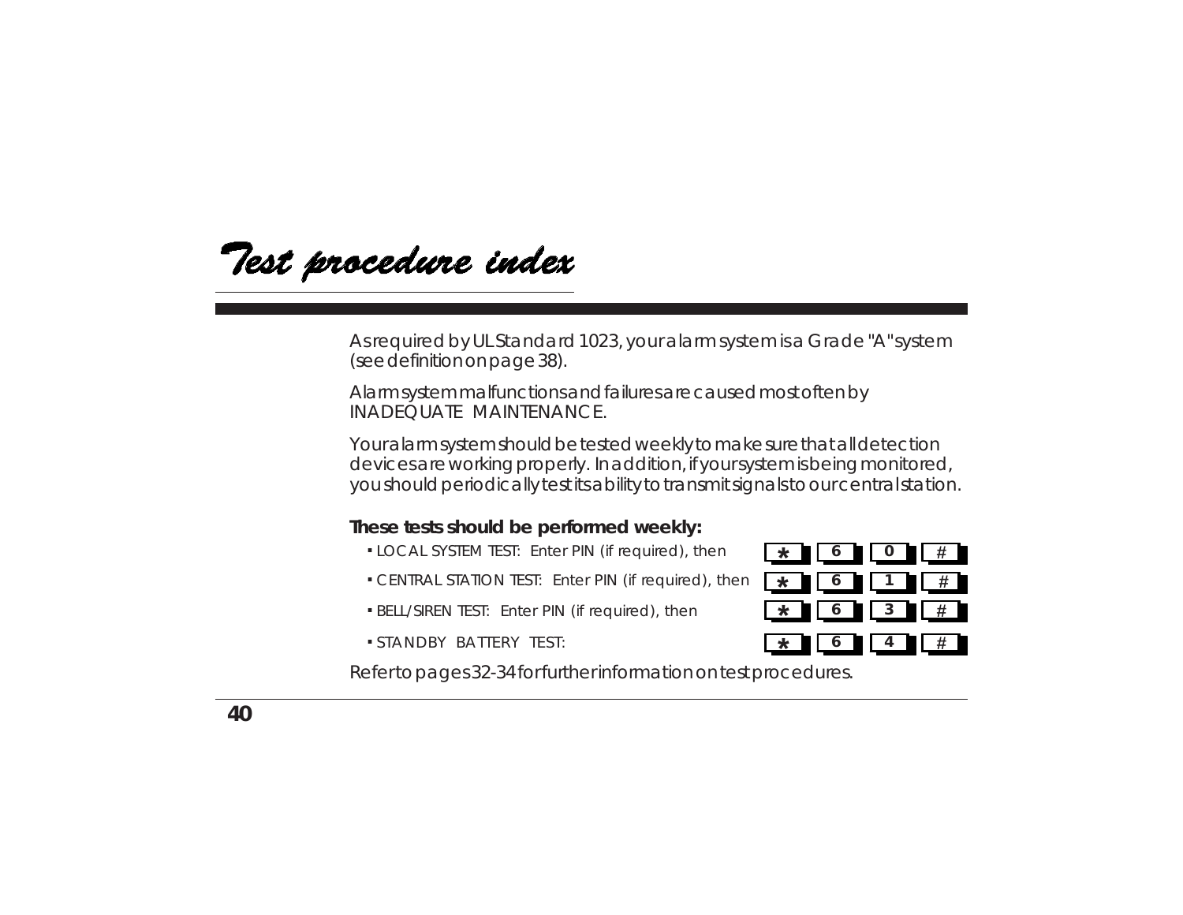# Test procedure index

As required by UL Standard 1023, your alarm system is a Grade "A" system (see definition on page 38).

Alarm system malfunctions and failures are caused most often by INADEQUATE MAINTENANCE.

Your alarm system should be tested weekly to make sure that all detection devices are working properly. In addition, if your system is being monitored, you should periodically test its ability to transmit signals to our central station.

**These tests should be performed weekly:**

- LOCAL SYSTEM TEST: Enter PIN (if required), then * 6 0 #
- CENTRAL STATION TEST: Enter PIN (if required), then * 6 1 #
- BELL/SIREN TEST: Enter PIN (if required), then * 6 3 #
- STANDBY BATTERY TEST: * 6 4 #

Refer to pages 32-34 for further information on test procedures.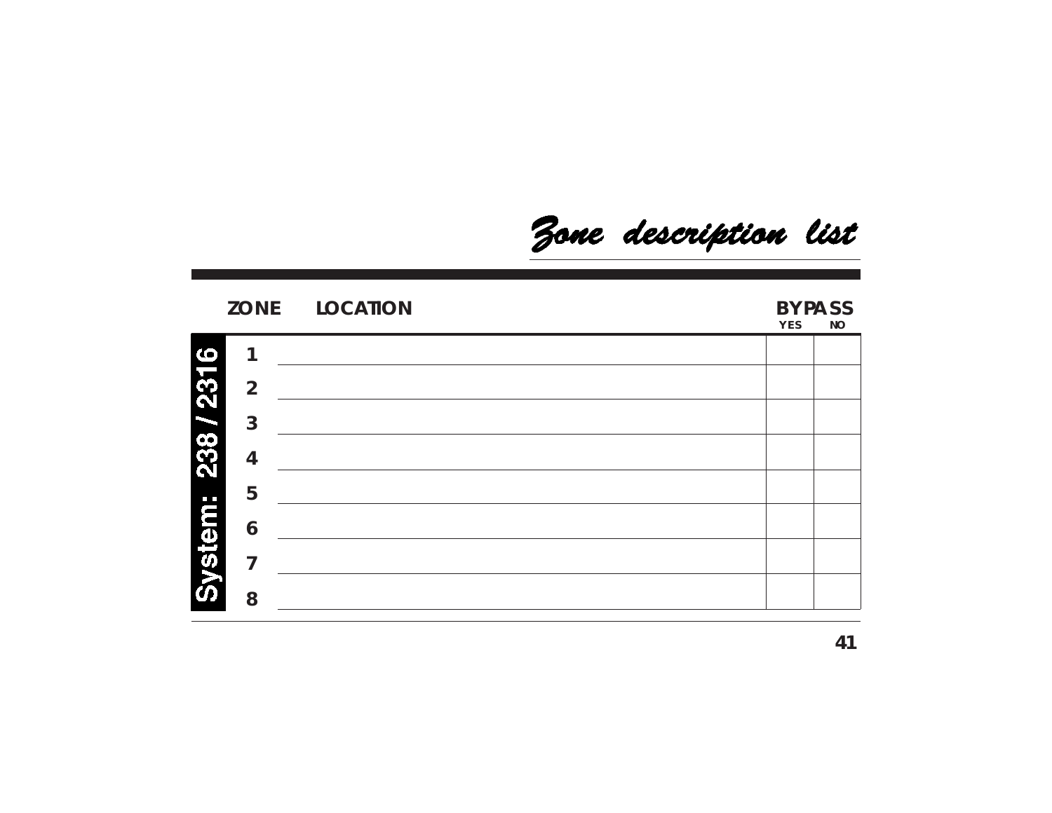# Zone description list

System: 238 / 2316

| ZONE | LOCATION | BYPASS YES | BYPASS NO |
|---|---|---|---|
| 1 | | | |
| 2 | | | |
| 3 | | | |
| 4 | | | |
| 5 | | | |
| 6 | | | |
| 7 | | | |
| 8 | | | |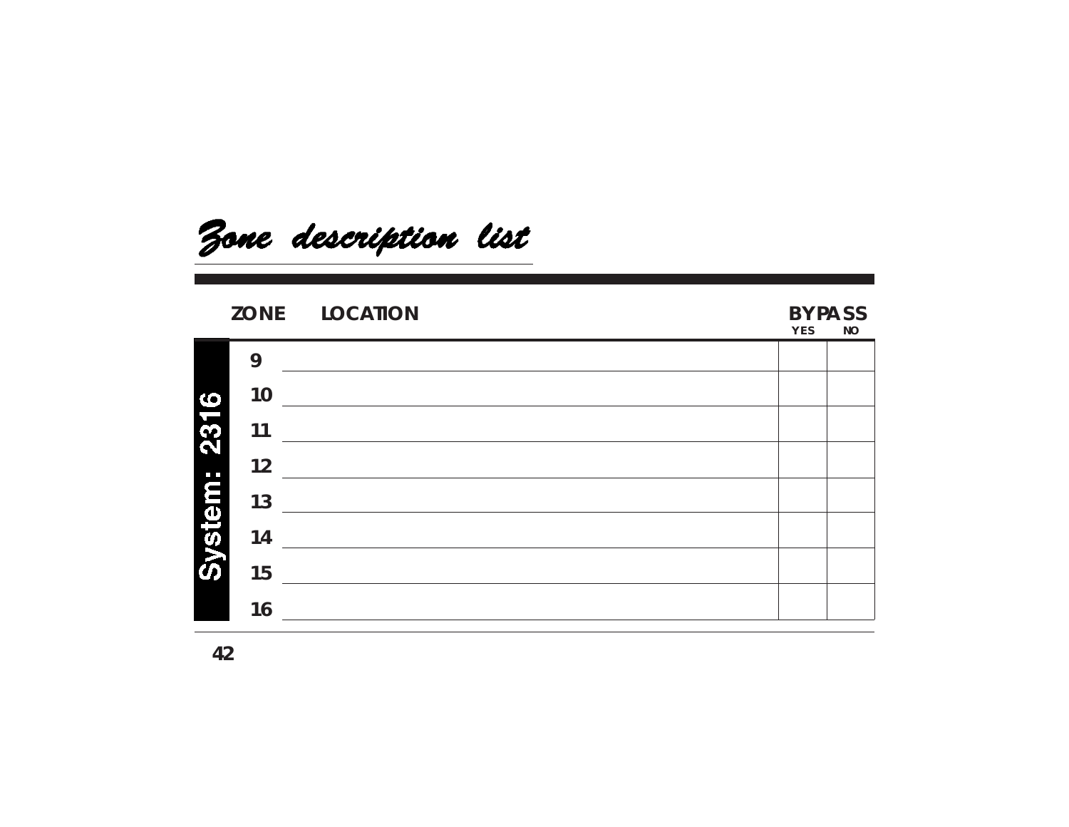# Zone description list

System: 2316

| ZONE | LOCATION | BYPASS YES | BYPASS NO |
| --- | --- | --- | --- |
| 9 | | | |
| 10 | | | |
| 11 | | | |
| 12 | | | |
| 13 | | | |
| 14 | | | |
| 15 | | | |
| 16 | | | |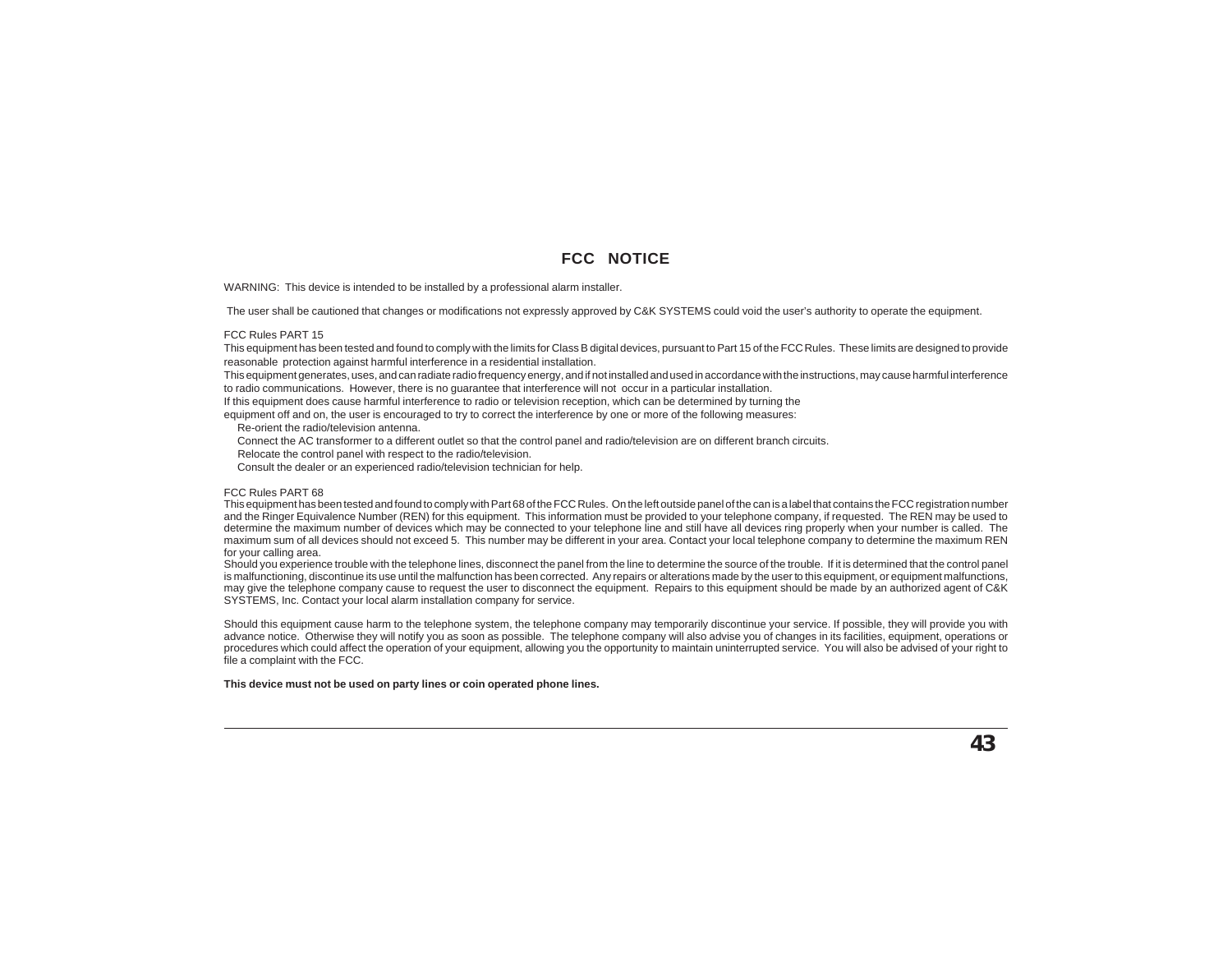# FCC NOTICE

WARNING: This device is intended to be installed by a professional alarm installer.

The user shall be cautioned that changes or modifications not expressly approved by C&K SYSTEMS could void the user's authority to operate the equipment.

FCC Rules PART 15

This equipment has been tested and found to comply with the limits for Class B digital devices, pursuant to Part 15 of the FCC Rules. These limits are designed to provide reasonable protection against harmful interference in a residential installation.

This equipment generates, uses, and can radiate radio frequency energy, and if not installed and used in accordance with the instructions, may cause harmful interference to radio communications. However, there is no guarantee that interference will not occur in a particular installation.

If this equipment does cause harmful interference to radio or television reception, which can be determined by turning the equipment off and on, the user is encouraged to try to correct the interference by one or more of the following measures:

Re-orient the radio/television antenna.

Connect the AC transformer to a different outlet so that the control panel and radio/television are on different branch circuits.

Relocate the control panel with respect to the radio/television.

Consult the dealer or an experienced radio/television technician for help.

FCC Rules PART 68

This equipment has been tested and found to comply with Part 68 of the FCC Rules. On the left outside panel of the can is a label that contains the FCC registration number and the Ringer Equivalence Number (REN) for this equipment. This information must be provided to your telephone company, if requested. The REN may be used to determine the maximum number of devices which may be connected to your telephone line and still have all devices ring properly when your number is called. The maximum sum of all devices should not exceed 5. This number may be different in your area. Contact your local telephone company to determine the maximum REN for your calling area.

Should you experience trouble with the telephone lines, disconnect the panel from the line to determine the source of the trouble. If it is determined that the control panel is malfunctioning, discontinue its use until the malfunction has been corrected. Any repairs or alterations made by the user to this equipment, or equipment malfunctions, may give the telephone company cause to request the user to disconnect the equipment. Repairs to this equipment should be made by an authorized agent of C&K SYSTEMS, Inc. Contact your local alarm installation company for service.

Should this equipment cause harm to the telephone system, the telephone company may temporarily discontinue your service. If possible, they will provide you with advance notice. Otherwise they will notify you as soon as possible. The telephone company will also advise you of changes in its facilities, equipment, operations or procedures which could affect the operation of your equipment, allowing you the opportunity to maintain uninterrupted service. You will also be advised of your right to file a complaint with the FCC.

**This device must not be used on party lines or coin operated phone lines.**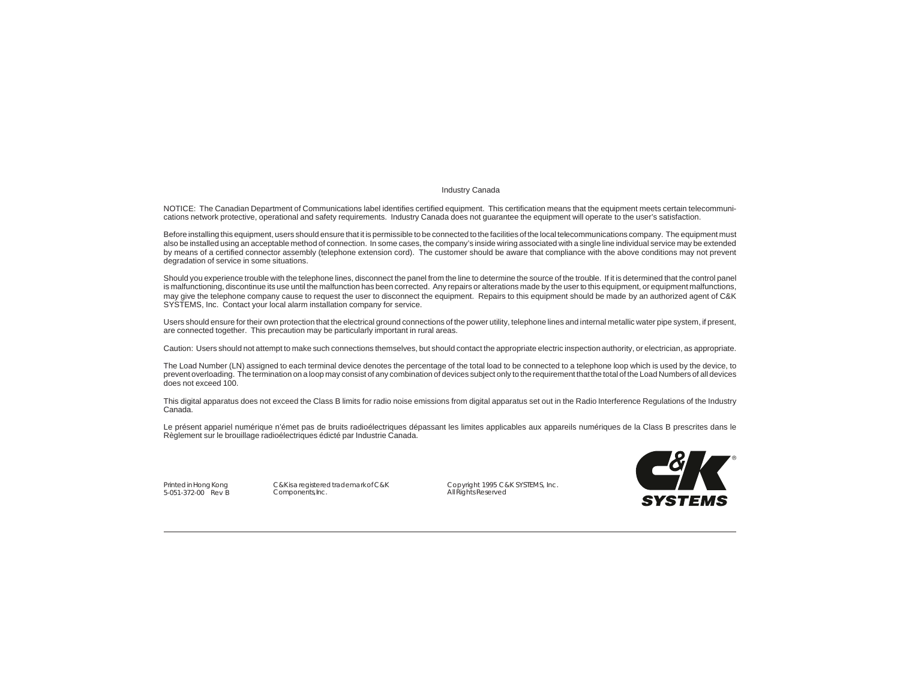## Industry Canada

NOTICE: The Canadian Department of Communications label identifies certified equipment. This certification means that the equipment meets certain telecommunications network protective, operational and safety requirements. Industry Canada does not guarantee the equipment will operate to the user's satisfaction.

Before installing this equipment, users should ensure that it is permissible to be connected to the facilities of the local telecommunications company. The equipment must also be installed using an acceptable method of connection. In some cases, the company's inside wiring associated with a single line individual service may be extended by means of a certified connector assembly (telephone extension cord). The customer should be aware that compliance with the above conditions may not prevent degradation of service in some situations.

Should you experience trouble with the telephone lines, disconnect the panel from the line to determine the source of the trouble. If it is determined that the control panel is malfunctioning, discontinue its use until the malfunction has been corrected. Any repairs or alterations made by the user to this equipment, or equipment malfunctions, may give the telephone company cause to request the user to disconnect the equipment. Repairs to this equipment should be made by an authorized agent of C&K SYSTEMS, Inc. Contact your local alarm installation company for service.

Users should ensure for their own protection that the electrical ground connections of the power utility, telephone lines and internal metallic water pipe system, if present, are connected together. This precaution may be particularly important in rural areas.

Caution: Users should not attempt to make such connections themselves, but should contact the appropriate electric inspection authority, or electrician, as appropriate.

The Load Number (LN) assigned to each terminal device denotes the percentage of the total load to be connected to a telephone loop which is used by the device, to prevent overloading. The termination on a loop may consist of any combination of devices subject only to the requirement that the total of the Load Numbers of all devices does not exceed 100.

This digital apparatus does not exceed the Class B limits for radio noise emissions from digital apparatus set out in the Radio Interference Regulations of the Industry Canada.

Le présent appariel numérique n'émet pas de bruits radioélectriques dépassant les limites applicables aux appareils numériques de la Class B prescrites dans le Règlement sur le brouillage radioélectriques édicté par Industrie Canada.

*Printed in Hong Kong*
*5-051-372-00 Rev B*

*C&K is a registered trademark of C&K Components, Inc.*

*Copyright 1995 C&K SYSTEMS, Inc.*
*All Rights Reserved*

C&K® SYSTEMS